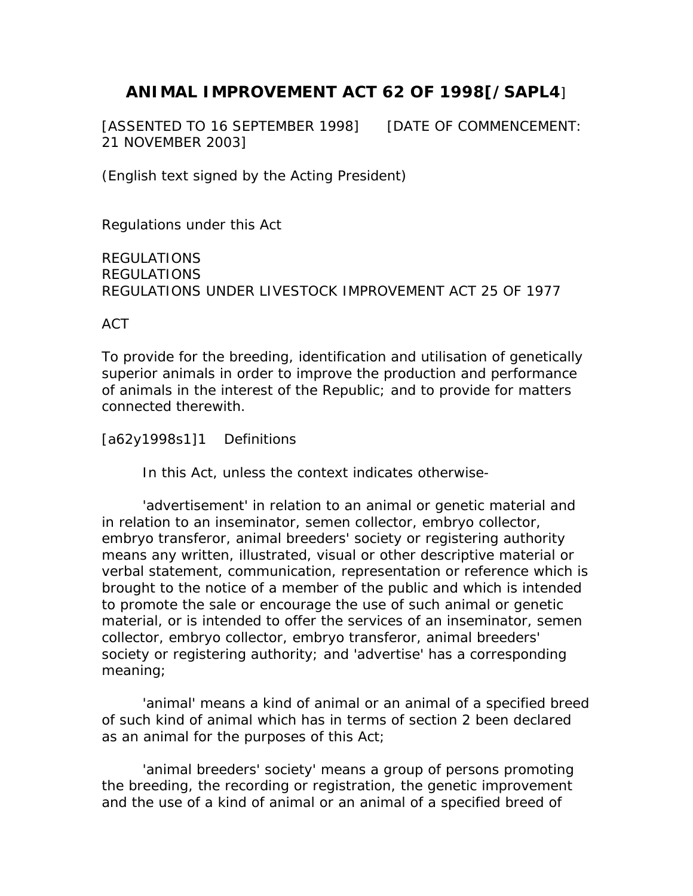# ANIMAL IMPROVEMENT ACT 62 OF 1998[/SAPL4]

[ASSENTED TO 16 SEPTEMBER 1998] [DATE OF COMMENCEMENT: 21 NOVEMBER 2003]

(English text signed by the Acting President)

Regulations under this Act

REGULATIONS
REGULATIONS
REGULATIONS UNDER LIVESTOCK IMPROVEMENT ACT 25 OF 1977

ACT

To provide for the breeding, identification and utilisation of genetically superior animals in order to improve the production and performance of animals in the interest of the Republic; and to provide for matters connected therewith.

[a62y1998s1]1 Definitions

In this Act, unless the context indicates otherwise-

'advertisement' in relation to an animal or genetic material and in relation to an inseminator, semen collector, embryo collector, embryo transferor, animal breeders' society or registering authority means any written, illustrated, visual or other descriptive material or verbal statement, communication, representation or reference which is brought to the notice of a member of the public and which is intended to promote the sale or encourage the use of such animal or genetic material, or is intended to offer the services of an inseminator, semen collector, embryo collector, embryo transferor, animal breeders' society or registering authority; and 'advertise' has a corresponding meaning;

'animal' means a kind of animal or an animal of a specified breed of such kind of animal which has in terms of section 2 been declared as an animal for the purposes of this Act;

'animal breeders' society' means a group of persons promoting the breeding, the recording or registration, the genetic improvement and the use of a kind of animal or an animal of a specified breed of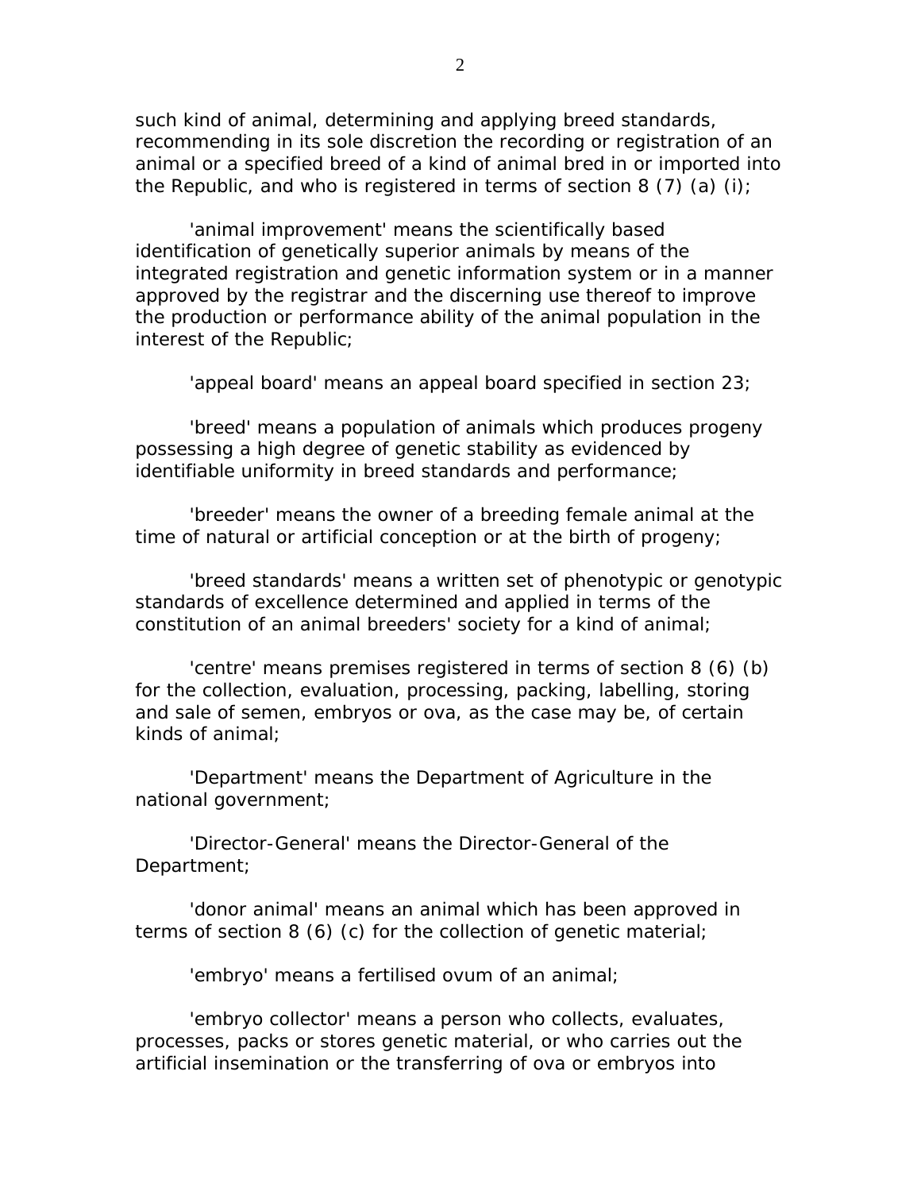such kind of animal, determining and applying breed standards, recommending in its sole discretion the recording or registration of an animal or a specified breed of a kind of animal bred in or imported into the Republic, and who is registered in terms of section 8 (7) (a) (i);

'animal improvement' means the scientifically based identification of genetically superior animals by means of the integrated registration and genetic information system or in a manner approved by the registrar and the discerning use thereof to improve the production or performance ability of the animal population in the interest of the Republic;

'appeal board' means an appeal board specified in section 23;

'breed' means a population of animals which produces progeny possessing a high degree of genetic stability as evidenced by identifiable uniformity in breed standards and performance;

'breeder' means the owner of a breeding female animal at the time of natural or artificial conception or at the birth of progeny;

'breed standards' means a written set of phenotypic or genotypic standards of excellence determined and applied in terms of the constitution of an animal breeders' society for a kind of animal;

'centre' means premises registered in terms of section 8 (6) (b) for the collection, evaluation, processing, packing, labelling, storing and sale of semen, embryos or ova, as the case may be, of certain kinds of animal;

'Department' means the Department of Agriculture in the national government;

'Director-General' means the Director-General of the Department;

'donor animal' means an animal which has been approved in terms of section 8 (6) (c) for the collection of genetic material;

'embryo' means a fertilised ovum of an animal;

'embryo collector' means a person who collects, evaluates, processes, packs or stores genetic material, or who carries out the artificial insemination or the transferring of ova or embryos into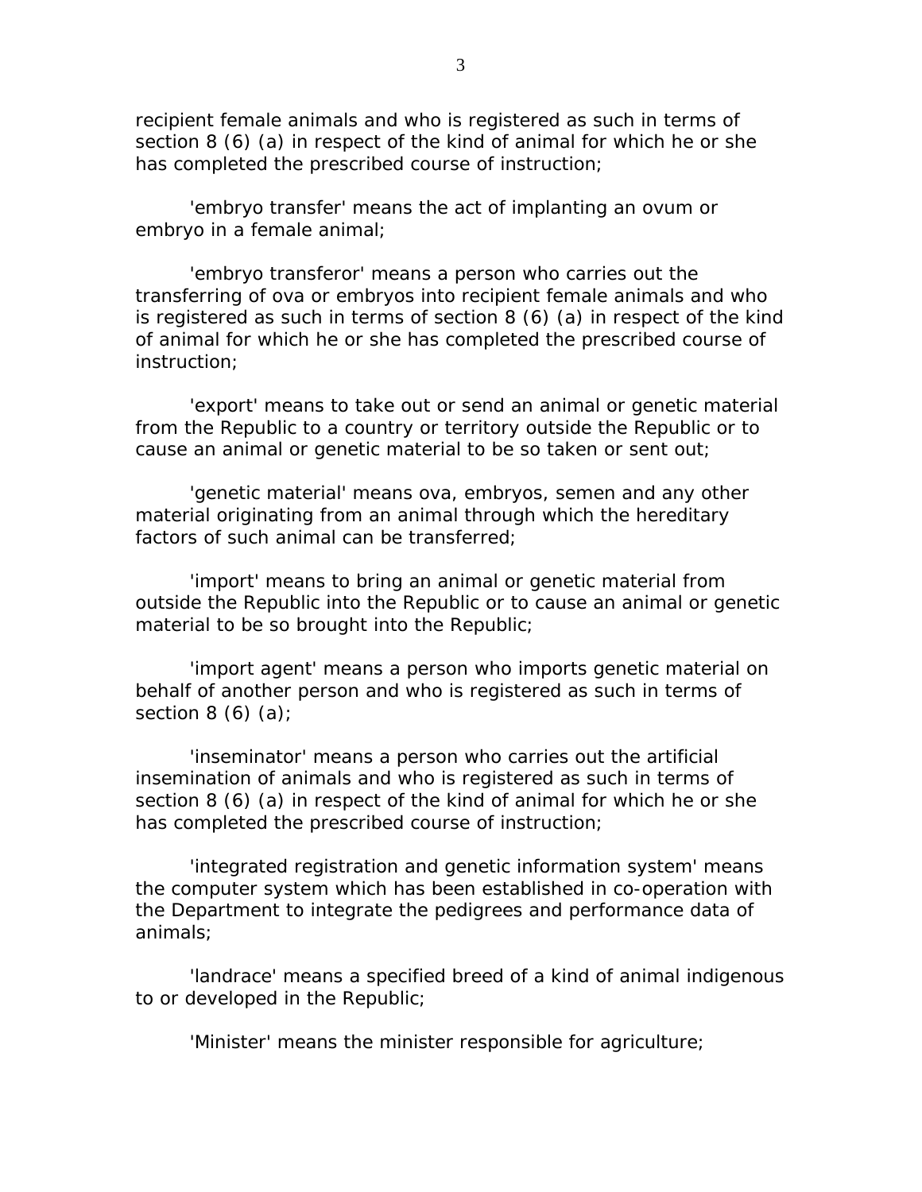recipient female animals and who is registered as such in terms of section 8 (6) (a) in respect of the kind of animal for which he or she has completed the prescribed course of instruction;

'embryo transfer' means the act of implanting an ovum or embryo in a female animal;

'embryo transferor' means a person who carries out the transferring of ova or embryos into recipient female animals and who is registered as such in terms of section 8 (6) (a) in respect of the kind of animal for which he or she has completed the prescribed course of instruction;

'export' means to take out or send an animal or genetic material from the Republic to a country or territory outside the Republic or to cause an animal or genetic material to be so taken or sent out;

'genetic material' means ova, embryos, semen and any other material originating from an animal through which the hereditary factors of such animal can be transferred;

'import' means to bring an animal or genetic material from outside the Republic into the Republic or to cause an animal or genetic material to be so brought into the Republic;

'import agent' means a person who imports genetic material on behalf of another person and who is registered as such in terms of section 8 (6) (a);

'inseminator' means a person who carries out the artificial insemination of animals and who is registered as such in terms of section 8 (6) (a) in respect of the kind of animal for which he or she has completed the prescribed course of instruction;

'integrated registration and genetic information system' means the computer system which has been established in co-operation with the Department to integrate the pedigrees and performance data of animals;

'landrace' means a specified breed of a kind of animal indigenous to or developed in the Republic;

'Minister' means the minister responsible for agriculture;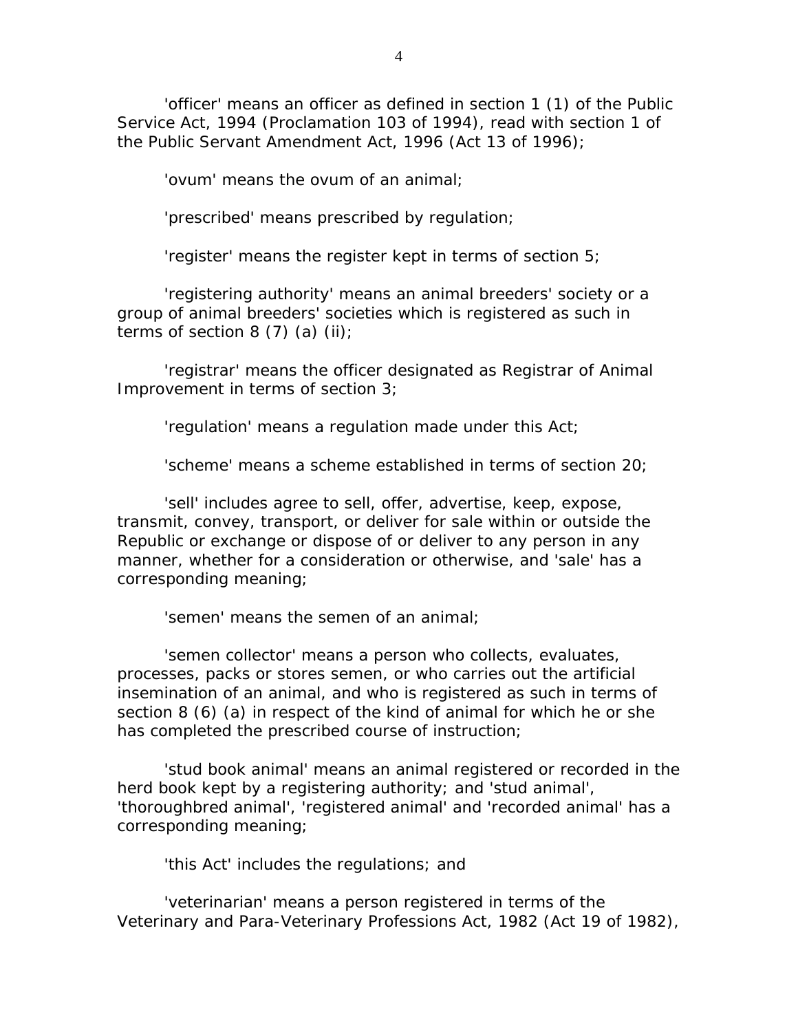'officer' means an officer as defined in section 1 (1) of the Public Service Act, 1994 (Proclamation 103 of 1994), read with section 1 of the Public Servant Amendment Act, 1996 (Act 13 of 1996);

'ovum' means the ovum of an animal;

'prescribed' means prescribed by regulation;

'register' means the register kept in terms of section 5;

'registering authority' means an animal breeders' society or a group of animal breeders' societies which is registered as such in terms of section 8 (7) (a) (ii);

'registrar' means the officer designated as Registrar of Animal Improvement in terms of section 3;

'regulation' means a regulation made under this Act;

'scheme' means a scheme established in terms of section 20;

'sell' includes agree to sell, offer, advertise, keep, expose, transmit, convey, transport, or deliver for sale within or outside the Republic or exchange or dispose of or deliver to any person in any manner, whether for a consideration or otherwise, and 'sale' has a corresponding meaning;

'semen' means the semen of an animal;

'semen collector' means a person who collects, evaluates, processes, packs or stores semen, or who carries out the artificial insemination of an animal, and who is registered as such in terms of section 8 (6) (a) in respect of the kind of animal for which he or she has completed the prescribed course of instruction;

'stud book animal' means an animal registered or recorded in the herd book kept by a registering authority; and 'stud animal', 'thoroughbred animal', 'registered animal' and 'recorded animal' has a corresponding meaning;

'this Act' includes the regulations; and

'veterinarian' means a person registered in terms of the Veterinary and Para-Veterinary Professions Act, 1982 (Act 19 of 1982),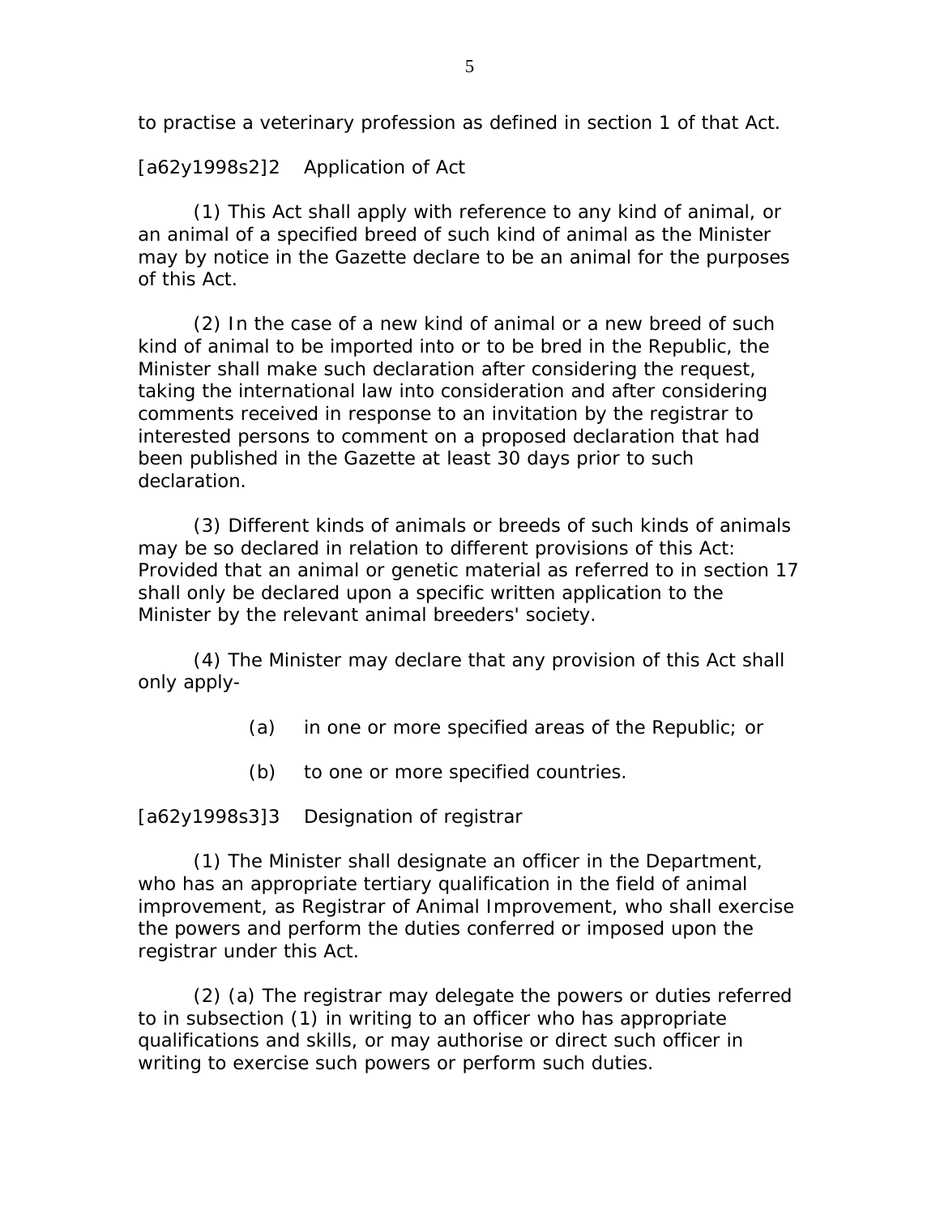to practise a veterinary profession as defined in section 1 of that Act.

[a62y1998s2]2 Application of Act

(1) This Act shall apply with reference to any kind of animal, or an animal of a specified breed of such kind of animal as the Minister may by notice in the Gazette declare to be an animal for the purposes of this Act.

(2) In the case of a new kind of animal or a new breed of such kind of animal to be imported into or to be bred in the Republic, the Minister shall make such declaration after considering the request, taking the international law into consideration and after considering comments received in response to an invitation by the registrar to interested persons to comment on a proposed declaration that had been published in the Gazette at least 30 days prior to such declaration.

(3) Different kinds of animals or breeds of such kinds of animals may be so declared in relation to different provisions of this Act: Provided that an animal or genetic material as referred to in section 17 shall only be declared upon a specific written application to the Minister by the relevant animal breeders' society.

(4) The Minister may declare that any provision of this Act shall only apply-

(a) in one or more specified areas of the Republic; or

(b) to one or more specified countries.

[a62y1998s3]3 Designation of registrar

(1) The Minister shall designate an officer in the Department, who has an appropriate tertiary qualification in the field of animal improvement, as Registrar of Animal Improvement, who shall exercise the powers and perform the duties conferred or imposed upon the registrar under this Act.

(2) (a) The registrar may delegate the powers or duties referred to in subsection (1) in writing to an officer who has appropriate qualifications and skills, or may authorise or direct such officer in writing to exercise such powers or perform such duties.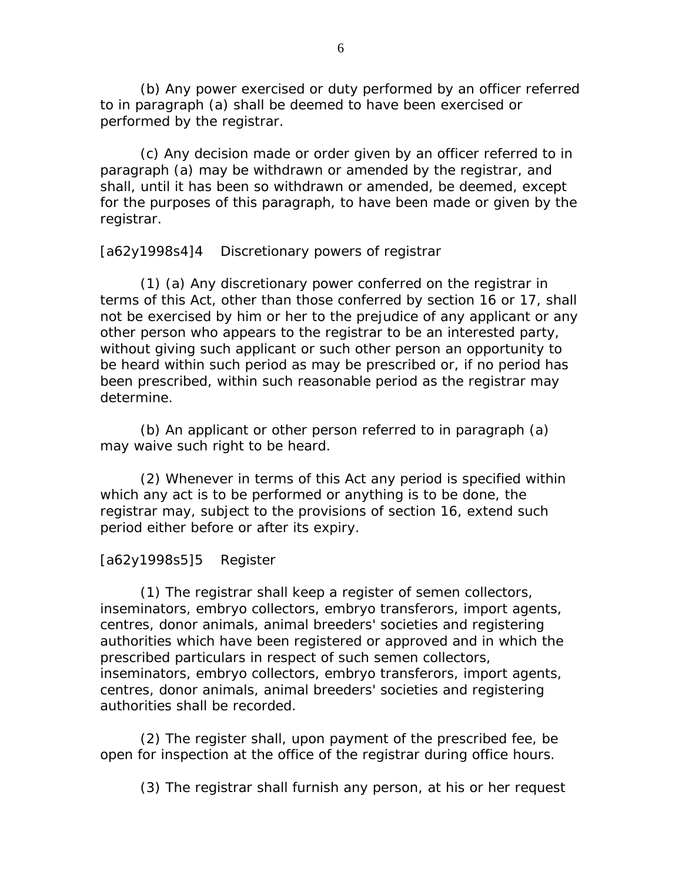(b) Any power exercised or duty performed by an officer referred to in paragraph (a) shall be deemed to have been exercised or performed by the registrar.

(c) Any decision made or order given by an officer referred to in paragraph (a) may be withdrawn or amended by the registrar, and shall, until it has been so withdrawn or amended, be deemed, except for the purposes of this paragraph, to have been made or given by the registrar.

[a62y1998s4]4 Discretionary powers of registrar

(1) (a) Any discretionary power conferred on the registrar in terms of this Act, other than those conferred by section 16 or 17, shall not be exercised by him or her to the prejudice of any applicant or any other person who appears to the registrar to be an interested party, without giving such applicant or such other person an opportunity to be heard within such period as may be prescribed or, if no period has been prescribed, within such reasonable period as the registrar may determine.

(b) An applicant or other person referred to in paragraph (a) may waive such right to be heard.

(2) Whenever in terms of this Act any period is specified within which any act is to be performed or anything is to be done, the registrar may, subject to the provisions of section 16, extend such period either before or after its expiry.

[a62y1998s5]5 Register

(1) The registrar shall keep a register of semen collectors, inseminators, embryo collectors, embryo transferors, import agents, centres, donor animals, animal breeders' societies and registering authorities which have been registered or approved and in which the prescribed particulars in respect of such semen collectors, inseminators, embryo collectors, embryo transferors, import agents, centres, donor animals, animal breeders' societies and registering authorities shall be recorded.

(2) The register shall, upon payment of the prescribed fee, be open for inspection at the office of the registrar during office hours.

(3) The registrar shall furnish any person, at his or her request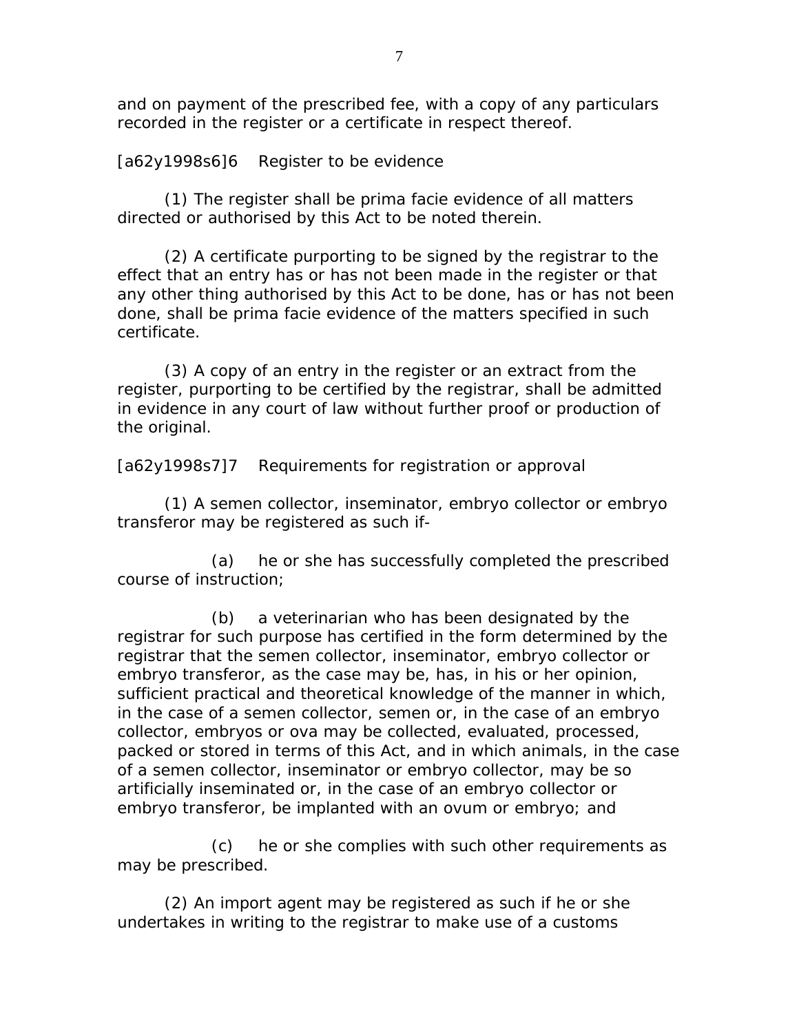and on payment of the prescribed fee, with a copy of any particulars recorded in the register or a certificate in respect thereof.

[a62y1998s6]6 Register to be evidence

(1) The register shall be prima facie evidence of all matters directed or authorised by this Act to be noted therein.

(2) A certificate purporting to be signed by the registrar to the effect that an entry has or has not been made in the register or that any other thing authorised by this Act to be done, has or has not been done, shall be prima facie evidence of the matters specified in such certificate.

(3) A copy of an entry in the register or an extract from the register, purporting to be certified by the registrar, shall be admitted in evidence in any court of law without further proof or production of the original.

[a62y1998s7]7 Requirements for registration or approval

(1) A semen collector, inseminator, embryo collector or embryo transferor may be registered as such if-

(a) he or she has successfully completed the prescribed course of instruction;

(b) a veterinarian who has been designated by the registrar for such purpose has certified in the form determined by the registrar that the semen collector, inseminator, embryo collector or embryo transferor, as the case may be, has, in his or her opinion, sufficient practical and theoretical knowledge of the manner in which, in the case of a semen collector, semen or, in the case of an embryo collector, embryos or ova may be collected, evaluated, processed, packed or stored in terms of this Act, and in which animals, in the case of a semen collector, inseminator or embryo collector, may be so artificially inseminated or, in the case of an embryo collector or embryo transferor, be implanted with an ovum or embryo; and

(c) he or she complies with such other requirements as may be prescribed.

(2) An import agent may be registered as such if he or she undertakes in writing to the registrar to make use of a customs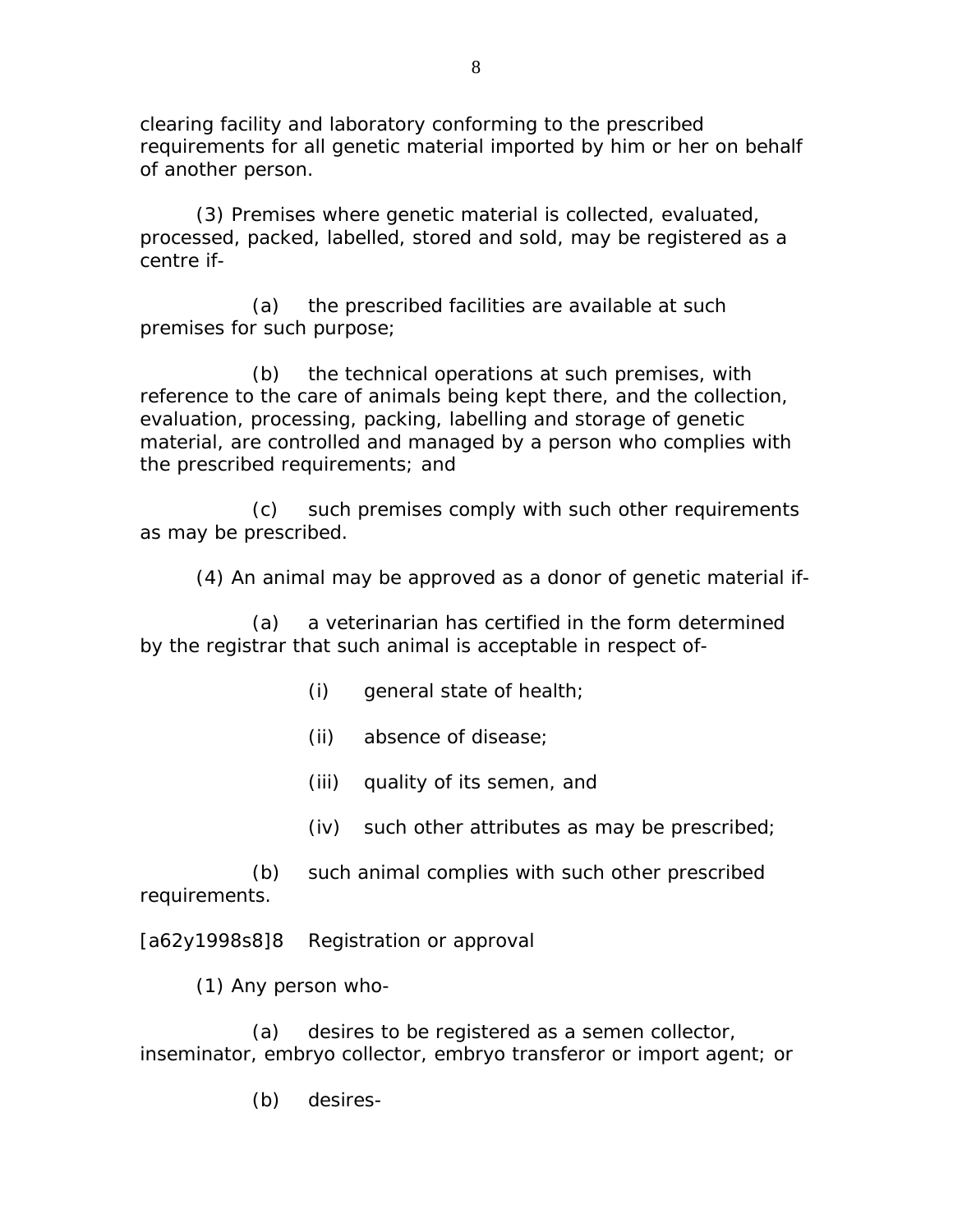clearing facility and laboratory conforming to the prescribed requirements for all genetic material imported by him or her on behalf of another person.

(3) Premises where genetic material is collected, evaluated, processed, packed, labelled, stored and sold, may be registered as a centre if-

(a) the prescribed facilities are available at such premises for such purpose;

(b) the technical operations at such premises, with reference to the care of animals being kept there, and the collection, evaluation, processing, packing, labelling and storage of genetic material, are controlled and managed by a person who complies with the prescribed requirements; and

(c) such premises comply with such other requirements as may be prescribed.

(4) An animal may be approved as a donor of genetic material if-

(a) a veterinarian has certified in the form determined by the registrar that such animal is acceptable in respect of-

(i) general state of health;

(ii) absence of disease;

(iii) quality of its semen, and

(iv) such other attributes as may be prescribed;

(b) such animal complies with such other prescribed requirements.

[a62y1998s8]8 Registration or approval

(1) Any person who-

(a) desires to be registered as a semen collector, inseminator, embryo collector, embryo transferor or import agent; or

(b) desires-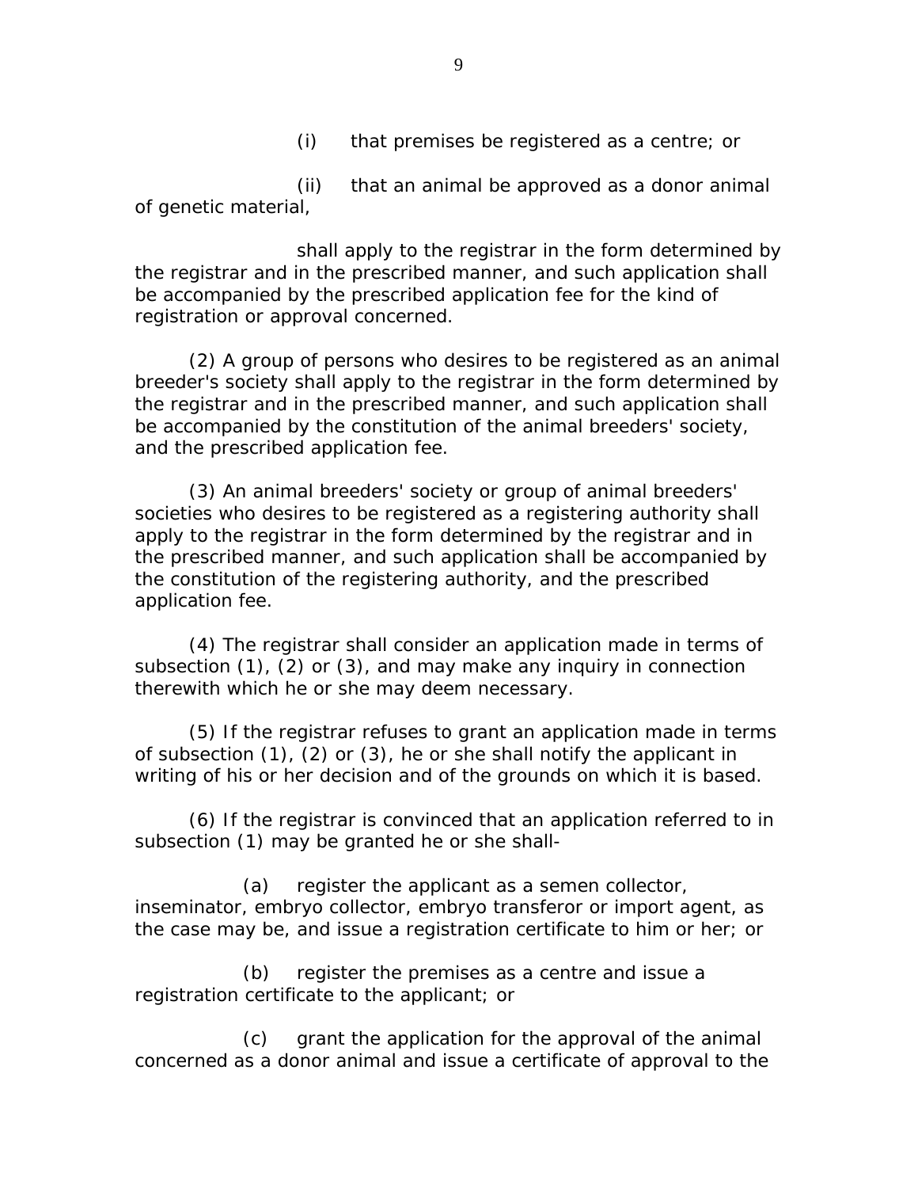(i) that premises be registered as a centre; or

(ii) that an animal be approved as a donor animal of genetic material,

shall apply to the registrar in the form determined by the registrar and in the prescribed manner, and such application shall be accompanied by the prescribed application fee for the kind of registration or approval concerned.

(2) A group of persons who desires to be registered as an animal breeder's society shall apply to the registrar in the form determined by the registrar and in the prescribed manner, and such application shall be accompanied by the constitution of the animal breeders' society, and the prescribed application fee.

(3) An animal breeders' society or group of animal breeders' societies who desires to be registered as a registering authority shall apply to the registrar in the form determined by the registrar and in the prescribed manner, and such application shall be accompanied by the constitution of the registering authority, and the prescribed application fee.

(4) The registrar shall consider an application made in terms of subsection (1), (2) or (3), and may make any inquiry in connection therewith which he or she may deem necessary.

(5) If the registrar refuses to grant an application made in terms of subsection (1), (2) or (3), he or she shall notify the applicant in writing of his or her decision and of the grounds on which it is based.

(6) If the registrar is convinced that an application referred to in subsection (1) may be granted he or she shall-

(a) register the applicant as a semen collector, inseminator, embryo collector, embryo transferor or import agent, as the case may be, and issue a registration certificate to him or her; or

(b) register the premises as a centre and issue a registration certificate to the applicant; or

(c) grant the application for the approval of the animal concerned as a donor animal and issue a certificate of approval to the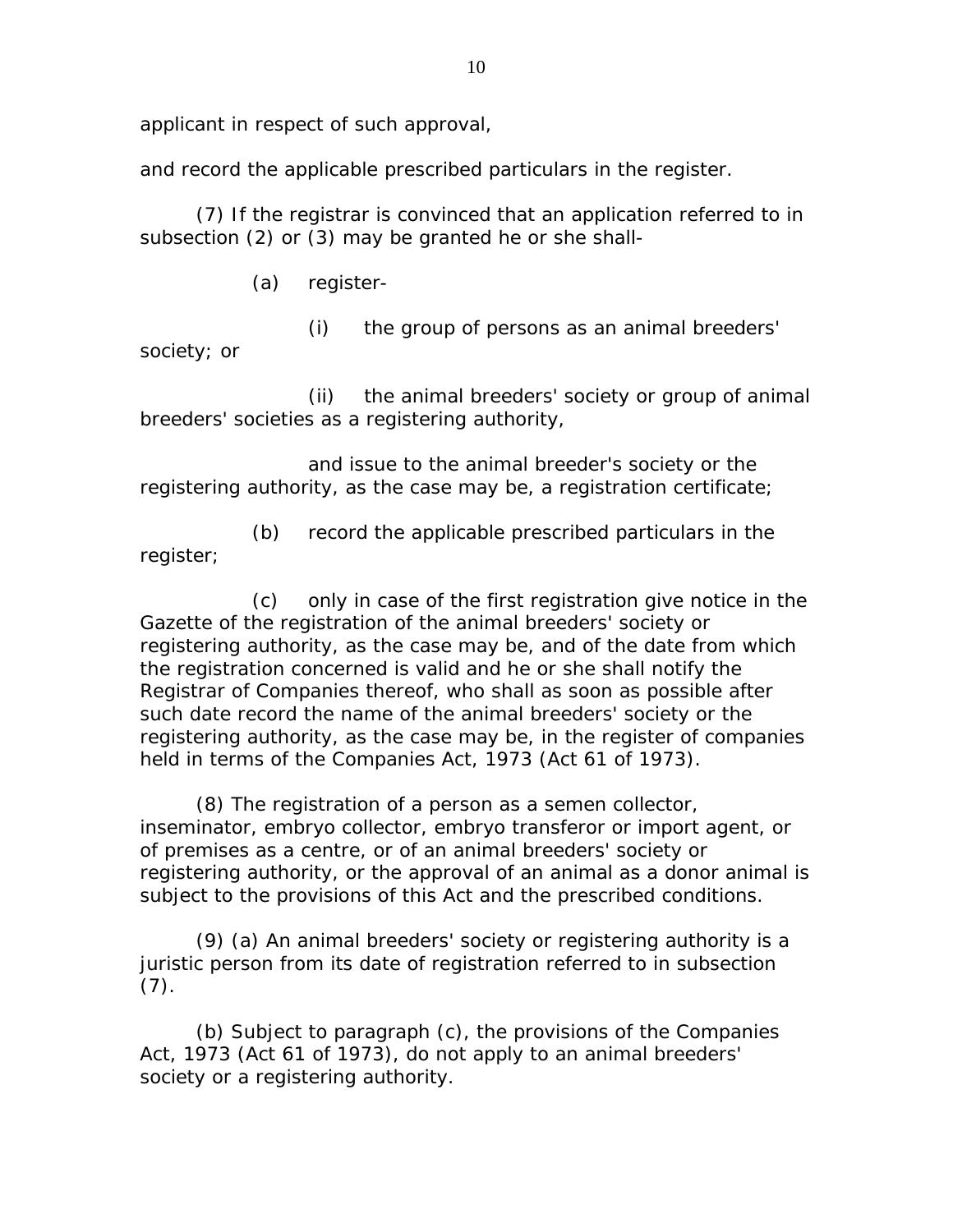applicant in respect of such approval,

and record the applicable prescribed particulars in the register.

(7) If the registrar is convinced that an application referred to in subsection (2) or (3) may be granted he or she shall-

(a) register-

(i) the group of persons as an animal breeders' society; or

(ii) the animal breeders' society or group of animal breeders' societies as a registering authority,

and issue to the animal breeder's society or the registering authority, as the case may be, a registration certificate;

(b) record the applicable prescribed particulars in the register;

(c) only in case of the first registration give notice in the Gazette of the registration of the animal breeders' society or registering authority, as the case may be, and of the date from which the registration concerned is valid and he or she shall notify the Registrar of Companies thereof, who shall as soon as possible after such date record the name of the animal breeders' society or the registering authority, as the case may be, in the register of companies held in terms of the Companies Act, 1973 (Act 61 of 1973).

(8) The registration of a person as a semen collector, inseminator, embryo collector, embryo transferor or import agent, or of premises as a centre, or of an animal breeders' society or registering authority, or the approval of an animal as a donor animal is subject to the provisions of this Act and the prescribed conditions.

(9) (a) An animal breeders' society or registering authority is a juristic person from its date of registration referred to in subsection (7).

(b) Subject to paragraph (c), the provisions of the Companies Act, 1973 (Act 61 of 1973), do not apply to an animal breeders' society or a registering authority.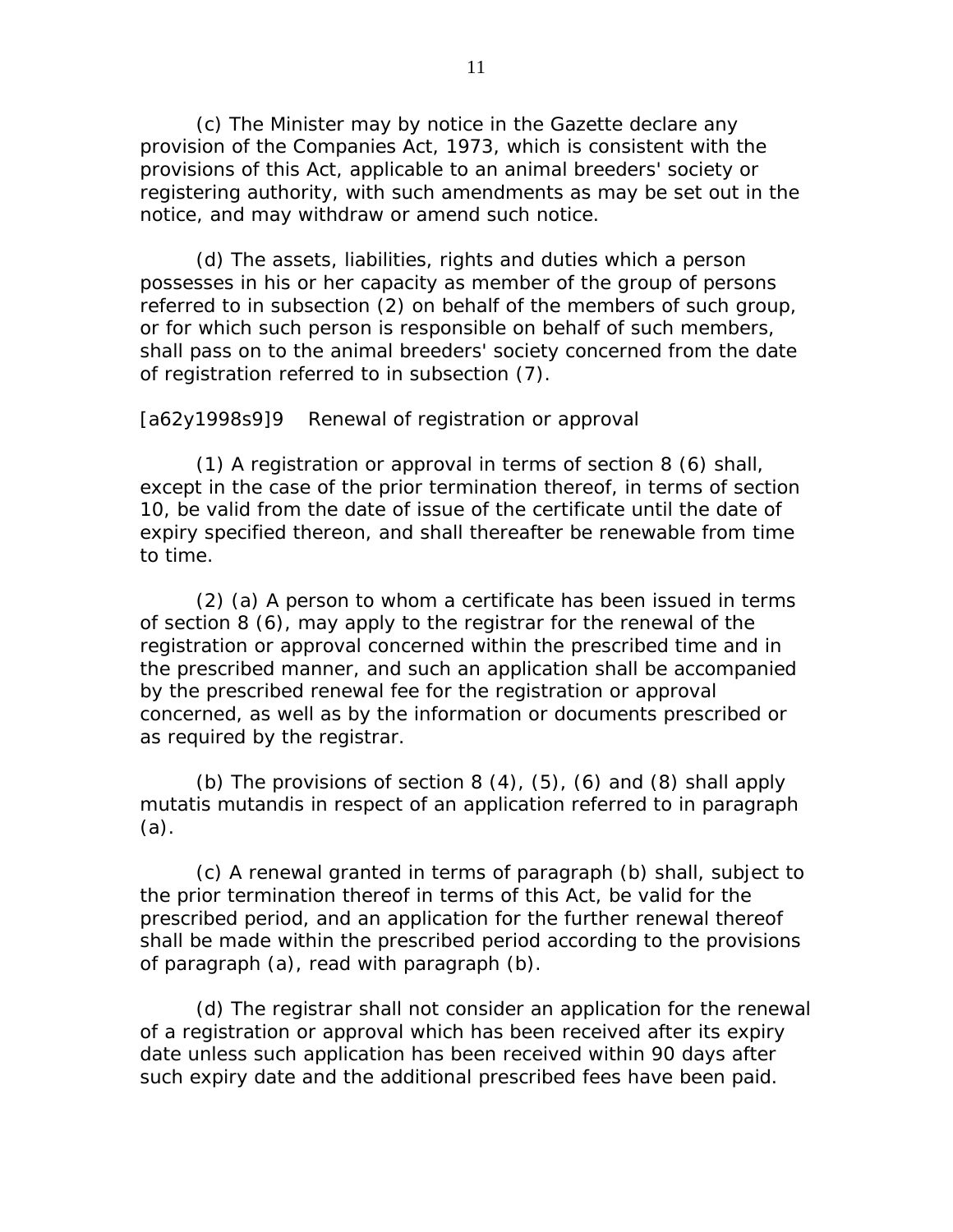(c) The Minister may by notice in the Gazette declare any provision of the Companies Act, 1973, which is consistent with the provisions of this Act, applicable to an animal breeders' society or registering authority, with such amendments as may be set out in the notice, and may withdraw or amend such notice.

(d) The assets, liabilities, rights and duties which a person possesses in his or her capacity as member of the group of persons referred to in subsection (2) on behalf of the members of such group, or for which such person is responsible on behalf of such members, shall pass on to the animal breeders' society concerned from the date of registration referred to in subsection (7).

[a62y1998s9]9 Renewal of registration or approval

(1) A registration or approval in terms of section 8 (6) shall, except in the case of the prior termination thereof, in terms of section 10, be valid from the date of issue of the certificate until the date of expiry specified thereon, and shall thereafter be renewable from time to time.

(2) (a) A person to whom a certificate has been issued in terms of section 8 (6), may apply to the registrar for the renewal of the registration or approval concerned within the prescribed time and in the prescribed manner, and such an application shall be accompanied by the prescribed renewal fee for the registration or approval concerned, as well as by the information or documents prescribed or as required by the registrar.

(b) The provisions of section 8 (4), (5), (6) and (8) shall apply mutatis mutandis in respect of an application referred to in paragraph (a).

(c) A renewal granted in terms of paragraph (b) shall, subject to the prior termination thereof in terms of this Act, be valid for the prescribed period, and an application for the further renewal thereof shall be made within the prescribed period according to the provisions of paragraph (a), read with paragraph (b).

(d) The registrar shall not consider an application for the renewal of a registration or approval which has been received after its expiry date unless such application has been received within 90 days after such expiry date and the additional prescribed fees have been paid.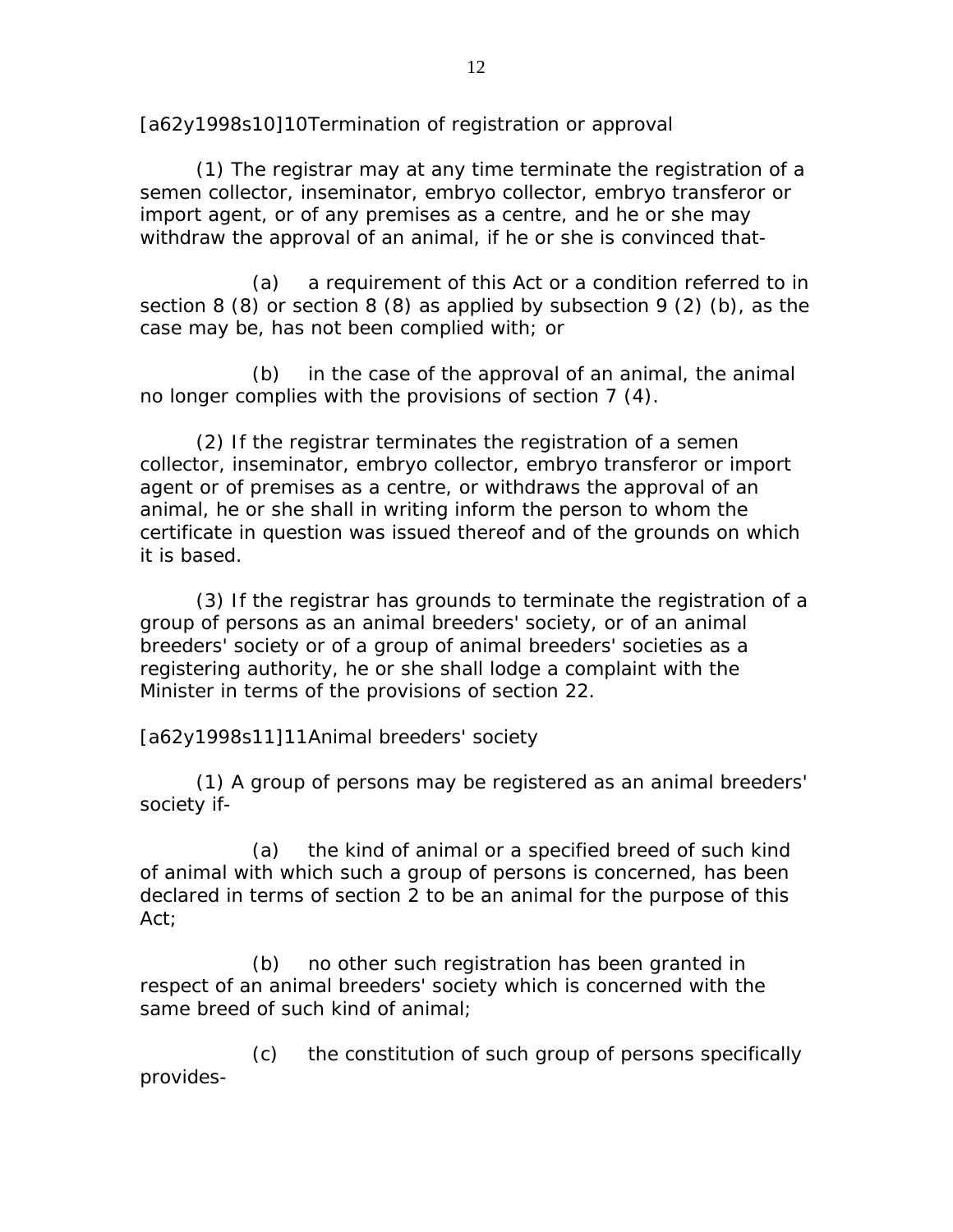[a62y1998s10]10Termination of registration or approval

(1) The registrar may at any time terminate the registration of a semen collector, inseminator, embryo collector, embryo transferor or import agent, or of any premises as a centre, and he or she may withdraw the approval of an animal, if he or she is convinced that-

(a) a requirement of this Act or a condition referred to in section 8 (8) or section 8 (8) as applied by subsection 9 (2) (b), as the case may be, has not been complied with; or

(b) in the case of the approval of an animal, the animal no longer complies with the provisions of section 7 (4).

(2) If the registrar terminates the registration of a semen collector, inseminator, embryo collector, embryo transferor or import agent or of premises as a centre, or withdraws the approval of an animal, he or she shall in writing inform the person to whom the certificate in question was issued thereof and of the grounds on which it is based.

(3) If the registrar has grounds to terminate the registration of a group of persons as an animal breeders' society, or of an animal breeders' society or of a group of animal breeders' societies as a registering authority, he or she shall lodge a complaint with the Minister in terms of the provisions of section 22.

[a62y1998s11]11Animal breeders' society

(1) A group of persons may be registered as an animal breeders' society if-

(a) the kind of animal or a specified breed of such kind of animal with which such a group of persons is concerned, has been declared in terms of section 2 to be an animal for the purpose of this Act;

(b) no other such registration has been granted in respect of an animal breeders' society which is concerned with the same breed of such kind of animal;

(c) the constitution of such group of persons specifically provides-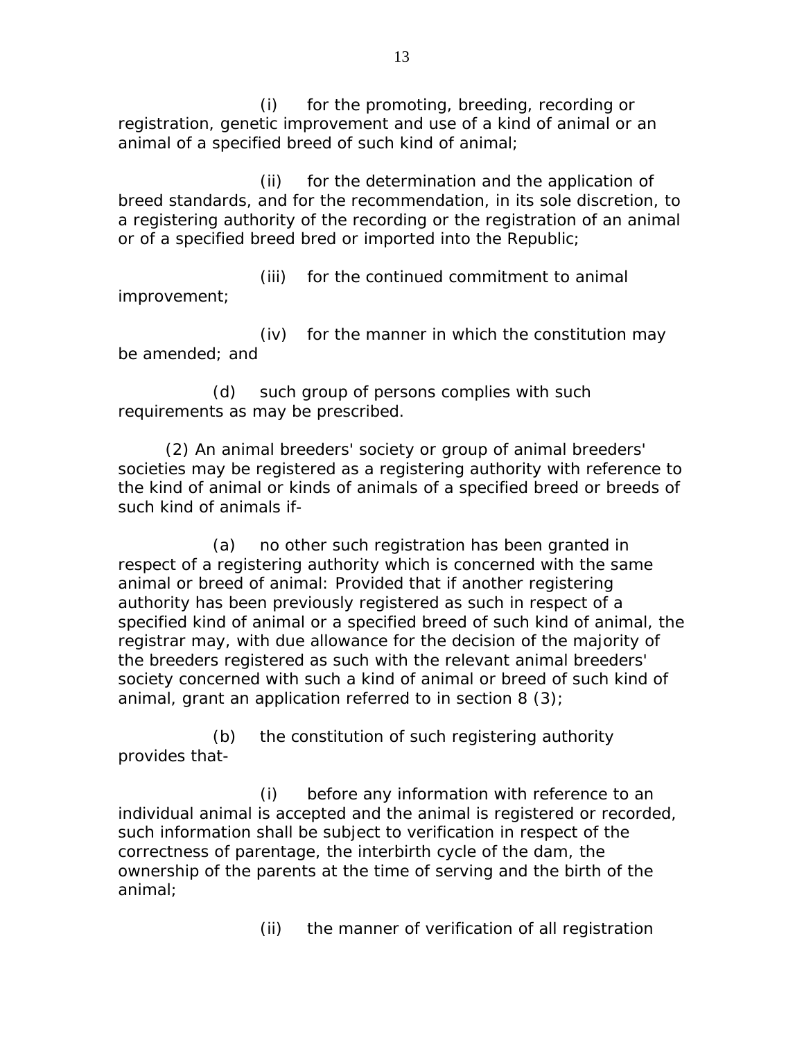(i) for the promoting, breeding, recording or registration, genetic improvement and use of a kind of animal or an animal of a specified breed of such kind of animal;

(ii) for the determination and the application of breed standards, and for the recommendation, in its sole discretion, to a registering authority of the recording or the registration of an animal or of a specified breed bred or imported into the Republic;

(iii) for the continued commitment to animal improvement;

(iv) for the manner in which the constitution may be amended; and

(d) such group of persons complies with such requirements as may be prescribed.

(2) An animal breeders' society or group of animal breeders' societies may be registered as a registering authority with reference to the kind of animal or kinds of animals of a specified breed or breeds of such kind of animals if-

(a) no other such registration has been granted in respect of a registering authority which is concerned with the same animal or breed of animal: Provided that if another registering authority has been previously registered as such in respect of a specified kind of animal or a specified breed of such kind of animal, the registrar may, with due allowance for the decision of the majority of the breeders registered as such with the relevant animal breeders' society concerned with such a kind of animal or breed of such kind of animal, grant an application referred to in section 8 (3);

(b) the constitution of such registering authority provides that-

(i) before any information with reference to an individual animal is accepted and the animal is registered or recorded, such information shall be subject to verification in respect of the correctness of parentage, the interbirth cycle of the dam, the ownership of the parents at the time of serving and the birth of the animal;

(ii) the manner of verification of all registration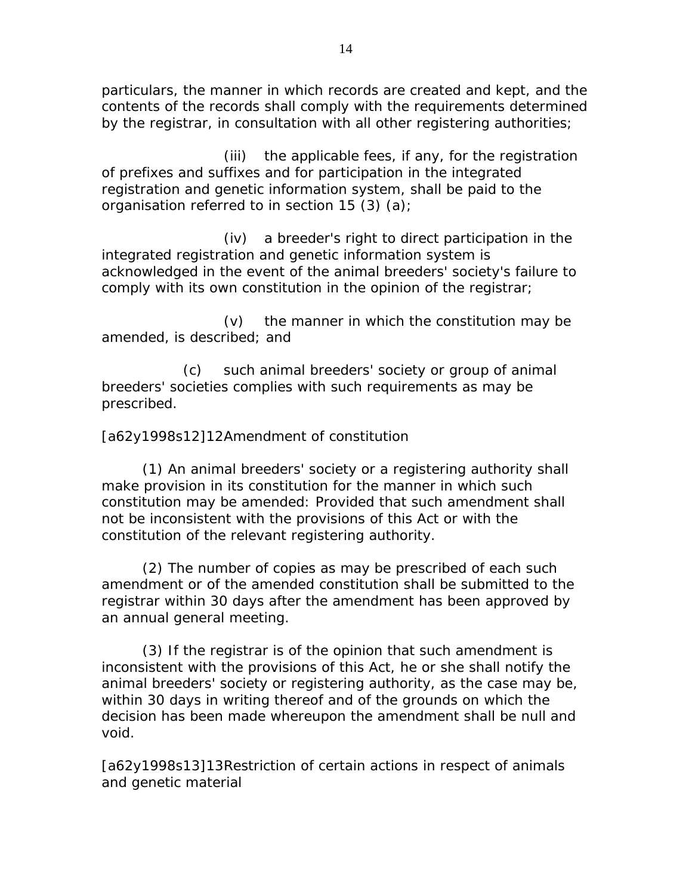particulars, the manner in which records are created and kept, and the contents of the records shall comply with the requirements determined by the registrar, in consultation with all other registering authorities;

(iii) the applicable fees, if any, for the registration of prefixes and suffixes and for participation in the integrated registration and genetic information system, shall be paid to the organisation referred to in section 15 (3) (a);

(iv) a breeder's right to direct participation in the integrated registration and genetic information system is acknowledged in the event of the animal breeders' society's failure to comply with its own constitution in the opinion of the registrar;

(v) the manner in which the constitution may be amended, is described; and

(c) such animal breeders' society or group of animal breeders' societies complies with such requirements as may be prescribed.

[a62y1998s12]12Amendment of constitution

(1) An animal breeders' society or a registering authority shall make provision in its constitution for the manner in which such constitution may be amended: Provided that such amendment shall not be inconsistent with the provisions of this Act or with the constitution of the relevant registering authority.

(2) The number of copies as may be prescribed of each such amendment or of the amended constitution shall be submitted to the registrar within 30 days after the amendment has been approved by an annual general meeting.

(3) If the registrar is of the opinion that such amendment is inconsistent with the provisions of this Act, he or she shall notify the animal breeders' society or registering authority, as the case may be, within 30 days in writing thereof and of the grounds on which the decision has been made whereupon the amendment shall be null and void.

[a62y1998s13]13Restriction of certain actions in respect of animals and genetic material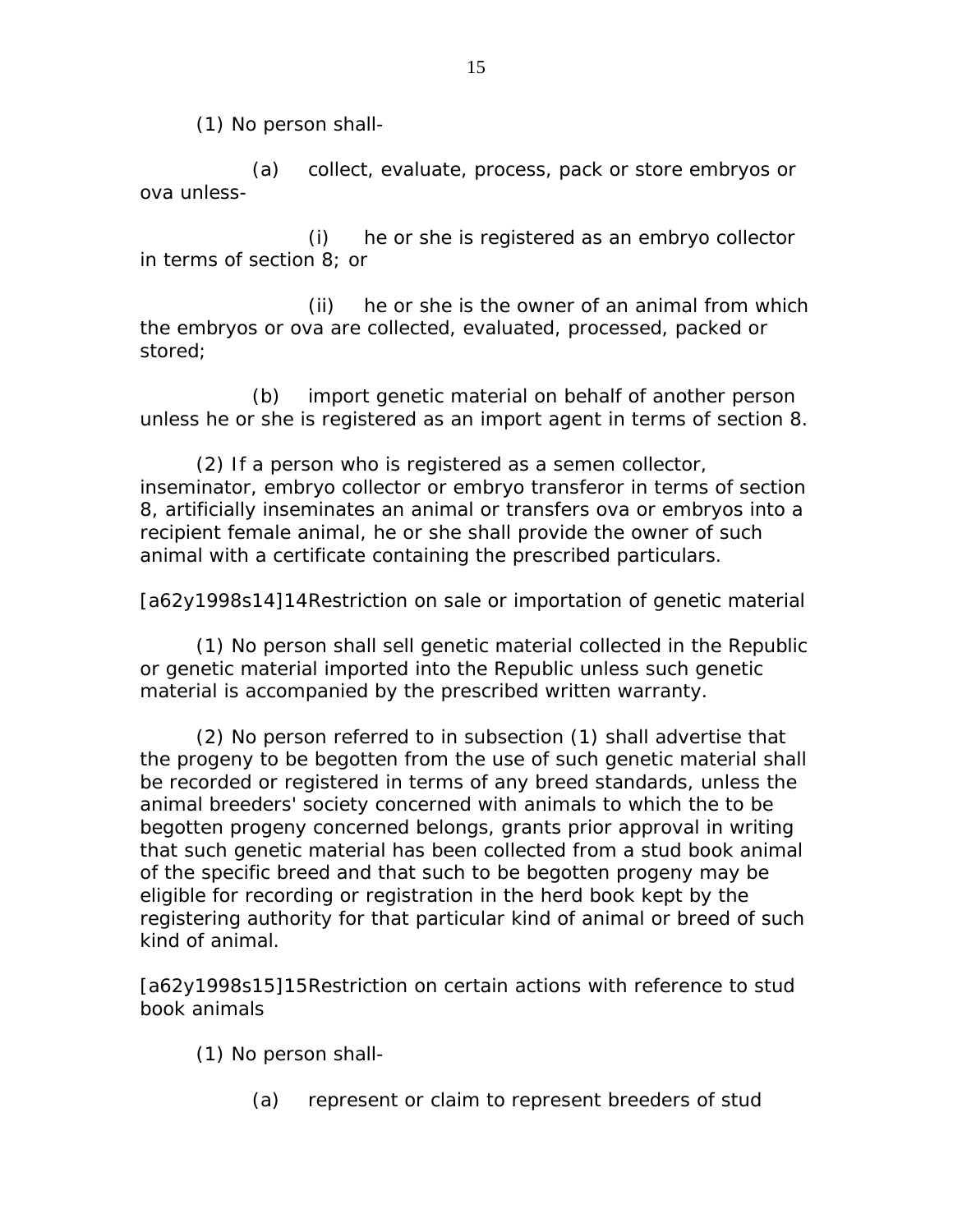(1) No person shall-

(a) collect, evaluate, process, pack or store embryos or ova unless-

(i) he or she is registered as an embryo collector in terms of section 8; or

(ii) he or she is the owner of an animal from which the embryos or ova are collected, evaluated, processed, packed or stored;

(b) import genetic material on behalf of another person unless he or she is registered as an import agent in terms of section 8.

(2) If a person who is registered as a semen collector, inseminator, embryo collector or embryo transferor in terms of section 8, artificially inseminates an animal or transfers ova or embryos into a recipient female animal, he or she shall provide the owner of such animal with a certificate containing the prescribed particulars.

[a62y1998s14]14Restriction on sale or importation of genetic material

(1) No person shall sell genetic material collected in the Republic or genetic material imported into the Republic unless such genetic material is accompanied by the prescribed written warranty.

(2) No person referred to in subsection (1) shall advertise that the progeny to be begotten from the use of such genetic material shall be recorded or registered in terms of any breed standards, unless the animal breeders' society concerned with animals to which the to be begotten progeny concerned belongs, grants prior approval in writing that such genetic material has been collected from a stud book animal of the specific breed and that such to be begotten progeny may be eligible for recording or registration in the herd book kept by the registering authority for that particular kind of animal or breed of such kind of animal.

[a62y1998s15]15Restriction on certain actions with reference to stud book animals

(1) No person shall-

(a) represent or claim to represent breeders of stud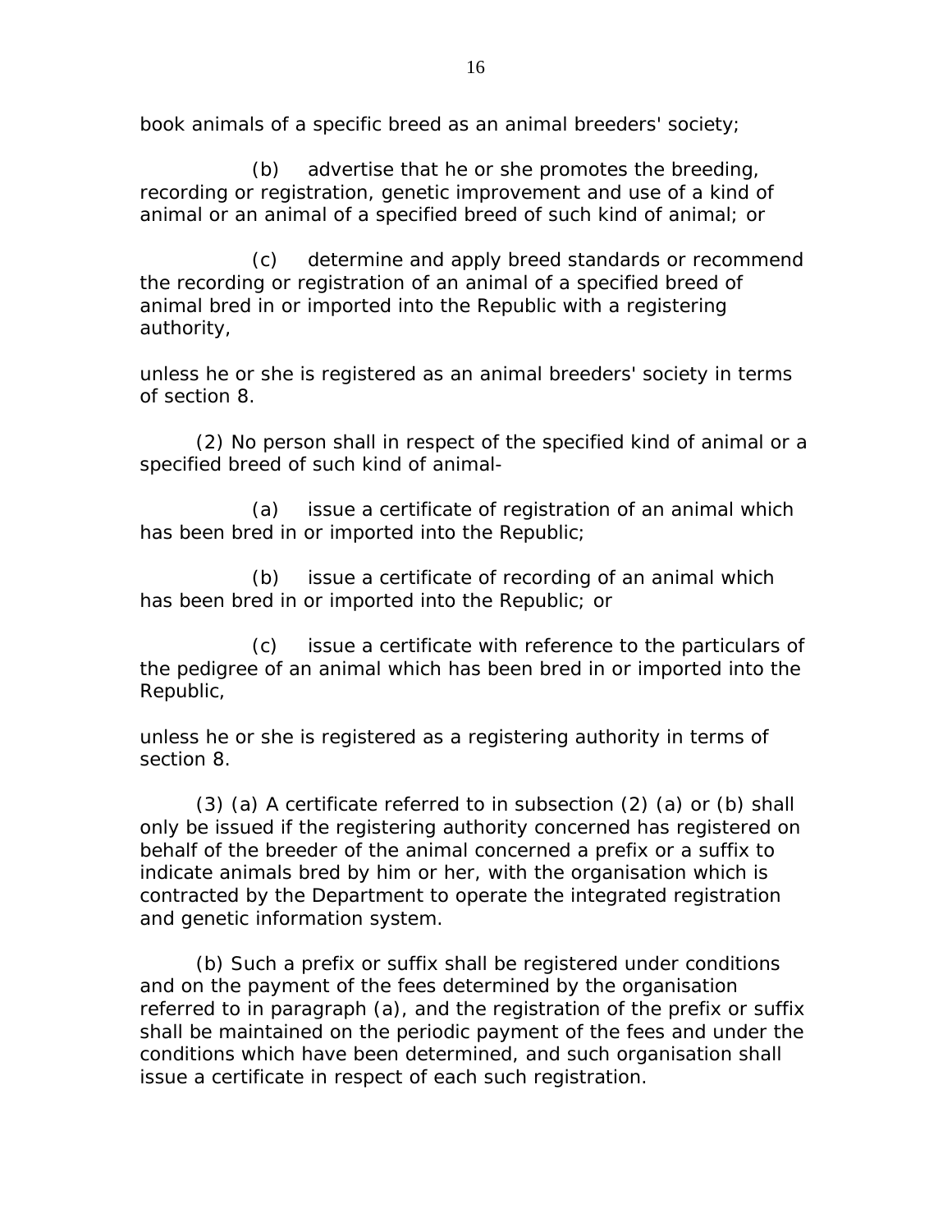book animals of a specific breed as an animal breeders' society;

(b) advertise that he or she promotes the breeding, recording or registration, genetic improvement and use of a kind of animal or an animal of a specified breed of such kind of animal; or

(c) determine and apply breed standards or recommend the recording or registration of an animal of a specified breed of animal bred in or imported into the Republic with a registering authority,

unless he or she is registered as an animal breeders' society in terms of section 8.

(2) No person shall in respect of the specified kind of animal or a specified breed of such kind of animal-

(a) issue a certificate of registration of an animal which has been bred in or imported into the Republic;

(b) issue a certificate of recording of an animal which has been bred in or imported into the Republic; or

(c) issue a certificate with reference to the particulars of the pedigree of an animal which has been bred in or imported into the Republic,

unless he or she is registered as a registering authority in terms of section 8.

(3) (a) A certificate referred to in subsection (2) (a) or (b) shall only be issued if the registering authority concerned has registered on behalf of the breeder of the animal concerned a prefix or a suffix to indicate animals bred by him or her, with the organisation which is contracted by the Department to operate the integrated registration and genetic information system.

(b) Such a prefix or suffix shall be registered under conditions and on the payment of the fees determined by the organisation referred to in paragraph (a), and the registration of the prefix or suffix shall be maintained on the periodic payment of the fees and under the conditions which have been determined, and such organisation shall issue a certificate in respect of each such registration.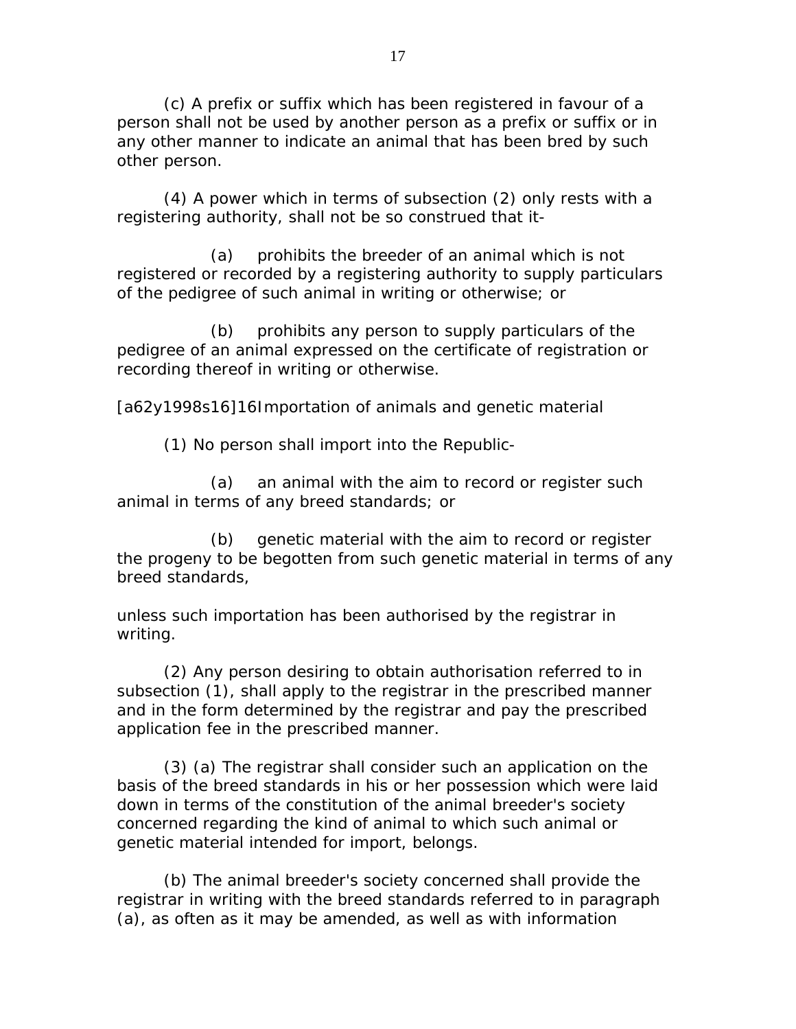(c) A prefix or suffix which has been registered in favour of a person shall not be used by another person as a prefix or suffix or in any other manner to indicate an animal that has been bred by such other person.

(4) A power which in terms of subsection (2) only rests with a registering authority, shall not be so construed that it-

(a) prohibits the breeder of an animal which is not registered or recorded by a registering authority to supply particulars of the pedigree of such animal in writing or otherwise; or

(b) prohibits any person to supply particulars of the pedigree of an animal expressed on the certificate of registration or recording thereof in writing or otherwise.

[a62y1998s16]16Importation of animals and genetic material

(1) No person shall import into the Republic-

(a) an animal with the aim to record or register such animal in terms of any breed standards; or

(b) genetic material with the aim to record or register the progeny to be begotten from such genetic material in terms of any breed standards,

unless such importation has been authorised by the registrar in writing.

(2) Any person desiring to obtain authorisation referred to in subsection (1), shall apply to the registrar in the prescribed manner and in the form determined by the registrar and pay the prescribed application fee in the prescribed manner.

(3) (a) The registrar shall consider such an application on the basis of the breed standards in his or her possession which were laid down in terms of the constitution of the animal breeder's society concerned regarding the kind of animal to which such animal or genetic material intended for import, belongs.

(b) The animal breeder's society concerned shall provide the registrar in writing with the breed standards referred to in paragraph (a), as often as it may be amended, as well as with information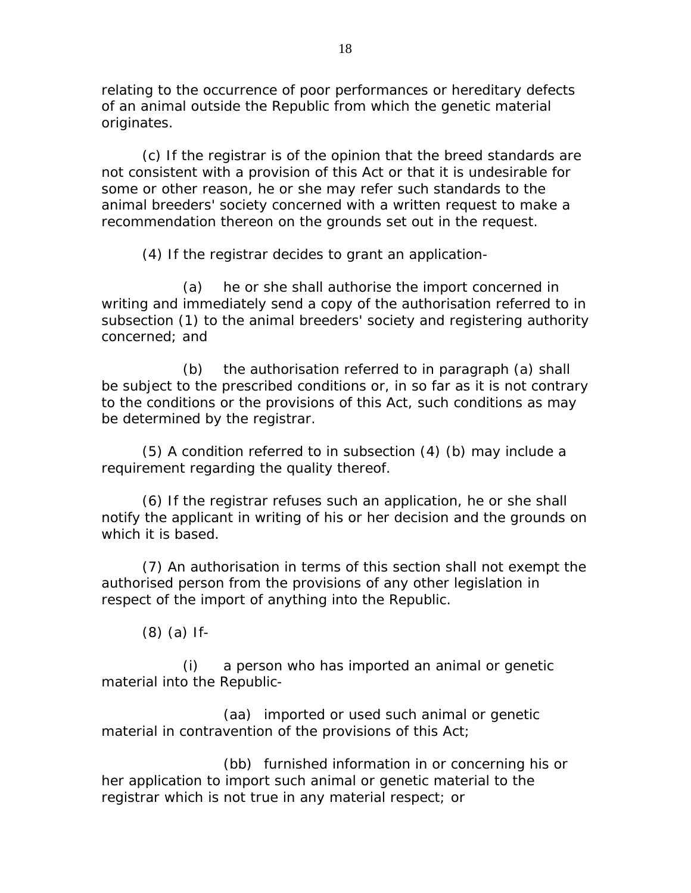relating to the occurrence of poor performances or hereditary defects of an animal outside the Republic from which the genetic material originates.

(c) If the registrar is of the opinion that the breed standards are not consistent with a provision of this Act or that it is undesirable for some or other reason, he or she may refer such standards to the animal breeders' society concerned with a written request to make a recommendation thereon on the grounds set out in the request.

(4) If the registrar decides to grant an application-

(a) he or she shall authorise the import concerned in writing and immediately send a copy of the authorisation referred to in subsection (1) to the animal breeders' society and registering authority concerned; and

(b) the authorisation referred to in paragraph (a) shall be subject to the prescribed conditions or, in so far as it is not contrary to the conditions or the provisions of this Act, such conditions as may be determined by the registrar.

(5) A condition referred to in subsection (4) (b) may include a requirement regarding the quality thereof.

(6) If the registrar refuses such an application, he or she shall notify the applicant in writing of his or her decision and the grounds on which it is based.

(7) An authorisation in terms of this section shall not exempt the authorised person from the provisions of any other legislation in respect of the import of anything into the Republic.

(8) (a) If-

(i) a person who has imported an animal or genetic material into the Republic-

(aa) imported or used such animal or genetic material in contravention of the provisions of this Act;

(bb) furnished information in or concerning his or her application to import such animal or genetic material to the registrar which is not true in any material respect; or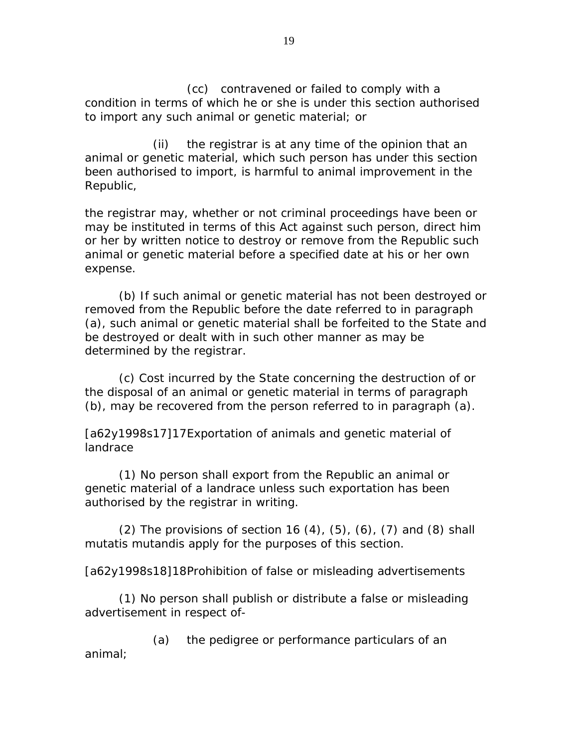(cc) contravened or failed to comply with a condition in terms of which he or she is under this section authorised to import any such animal or genetic material; or

(ii) the registrar is at any time of the opinion that an animal or genetic material, which such person has under this section been authorised to import, is harmful to animal improvement in the Republic,

the registrar may, whether or not criminal proceedings have been or may be instituted in terms of this Act against such person, direct him or her by written notice to destroy or remove from the Republic such animal or genetic material before a specified date at his or her own expense.

(b) If such animal or genetic material has not been destroyed or removed from the Republic before the date referred to in paragraph (a), such animal or genetic material shall be forfeited to the State and be destroyed or dealt with in such other manner as may be determined by the registrar.

(c) Cost incurred by the State concerning the destruction of or the disposal of an animal or genetic material in terms of paragraph (b), may be recovered from the person referred to in paragraph (a).

[a62y1998s17]17Exportation of animals and genetic material of landrace

(1) No person shall export from the Republic an animal or genetic material of a landrace unless such exportation has been authorised by the registrar in writing.

(2) The provisions of section 16 (4), (5), (6), (7) and (8) shall mutatis mutandis apply for the purposes of this section.

[a62y1998s18]18Prohibition of false or misleading advertisements

(1) No person shall publish or distribute a false or misleading advertisement in respect of-

(a) the pedigree or performance particulars of an animal;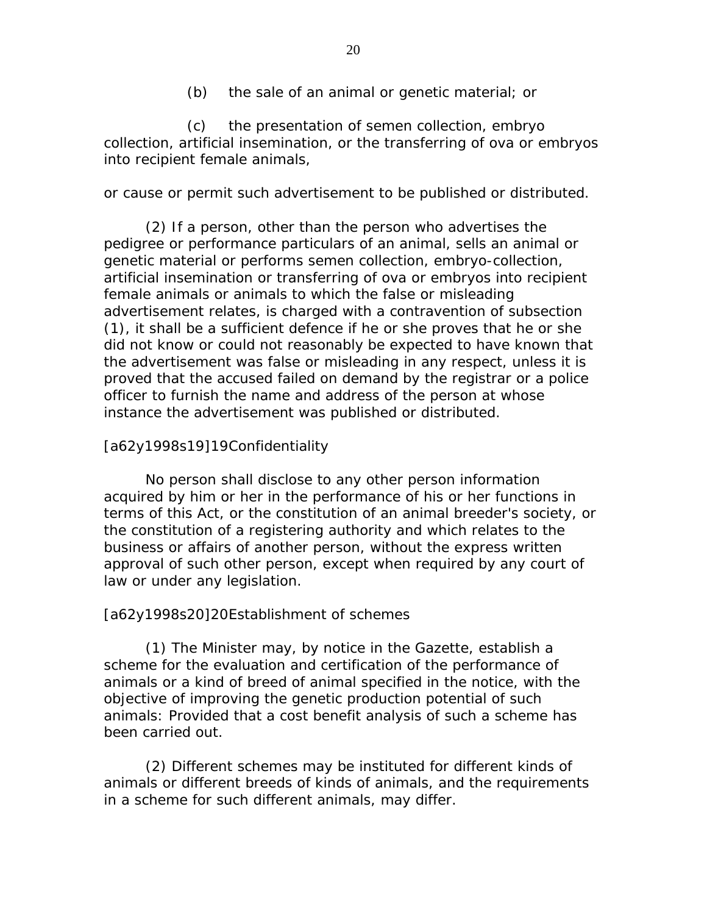(b) the sale of an animal or genetic material; or

(c) the presentation of semen collection, embryo collection, artificial insemination, or the transferring of ova or embryos into recipient female animals,

or cause or permit such advertisement to be published or distributed.

(2) If a person, other than the person who advertises the pedigree or performance particulars of an animal, sells an animal or genetic material or performs semen collection, embryo-collection, artificial insemination or transferring of ova or embryos into recipient female animals or animals to which the false or misleading advertisement relates, is charged with a contravention of subsection (1), it shall be a sufficient defence if he or she proves that he or she did not know or could not reasonably be expected to have known that the advertisement was false or misleading in any respect, unless it is proved that the accused failed on demand by the registrar or a police officer to furnish the name and address of the person at whose instance the advertisement was published or distributed.

[a62y1998s19]19Confidentiality

No person shall disclose to any other person information acquired by him or her in the performance of his or her functions in terms of this Act, or the constitution of an animal breeder's society, or the constitution of a registering authority and which relates to the business or affairs of another person, without the express written approval of such other person, except when required by any court of law or under any legislation.

[a62y1998s20]20Establishment of schemes

(1) The Minister may, by notice in the Gazette, establish a scheme for the evaluation and certification of the performance of animals or a kind of breed of animal specified in the notice, with the objective of improving the genetic production potential of such animals: Provided that a cost benefit analysis of such a scheme has been carried out.

(2) Different schemes may be instituted for different kinds of animals or different breeds of kinds of animals, and the requirements in a scheme for such different animals, may differ.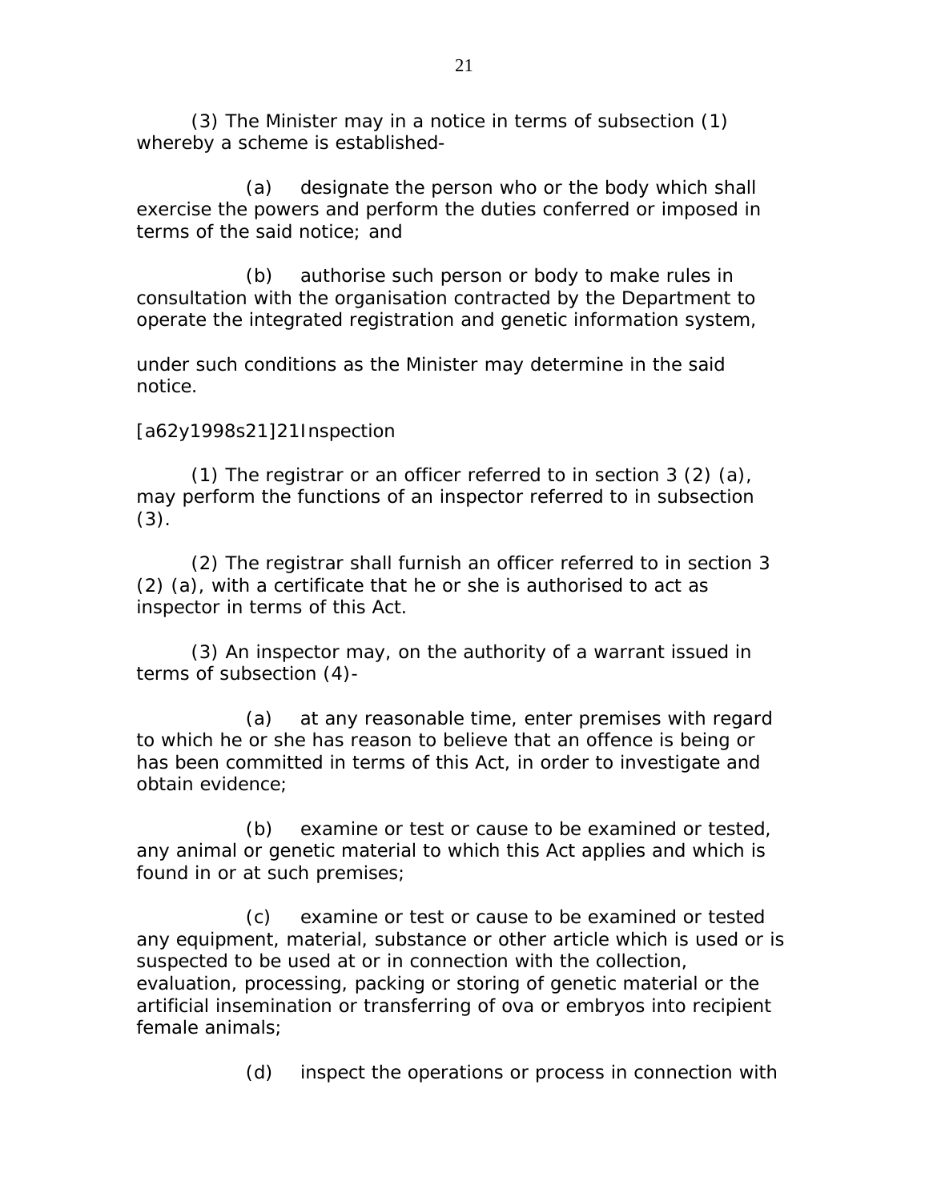(3) The Minister may in a notice in terms of subsection (1) whereby a scheme is established-

(a) designate the person who or the body which shall exercise the powers and perform the duties conferred or imposed in terms of the said notice; and

(b) authorise such person or body to make rules in consultation with the organisation contracted by the Department to operate the integrated registration and genetic information system,

under such conditions as the Minister may determine in the said notice.

[a62y1998s21]21Inspection

(1) The registrar or an officer referred to in section 3 (2) (a), may perform the functions of an inspector referred to in subsection (3).

(2) The registrar shall furnish an officer referred to in section 3 (2) (a), with a certificate that he or she is authorised to act as inspector in terms of this Act.

(3) An inspector may, on the authority of a warrant issued in terms of subsection (4)-

(a) at any reasonable time, enter premises with regard to which he or she has reason to believe that an offence is being or has been committed in terms of this Act, in order to investigate and obtain evidence;

(b) examine or test or cause to be examined or tested, any animal or genetic material to which this Act applies and which is found in or at such premises;

(c) examine or test or cause to be examined or tested any equipment, material, substance or other article which is used or is suspected to be used at or in connection with the collection, evaluation, processing, packing or storing of genetic material or the artificial insemination or transferring of ova or embryos into recipient female animals;

(d) inspect the operations or process in connection with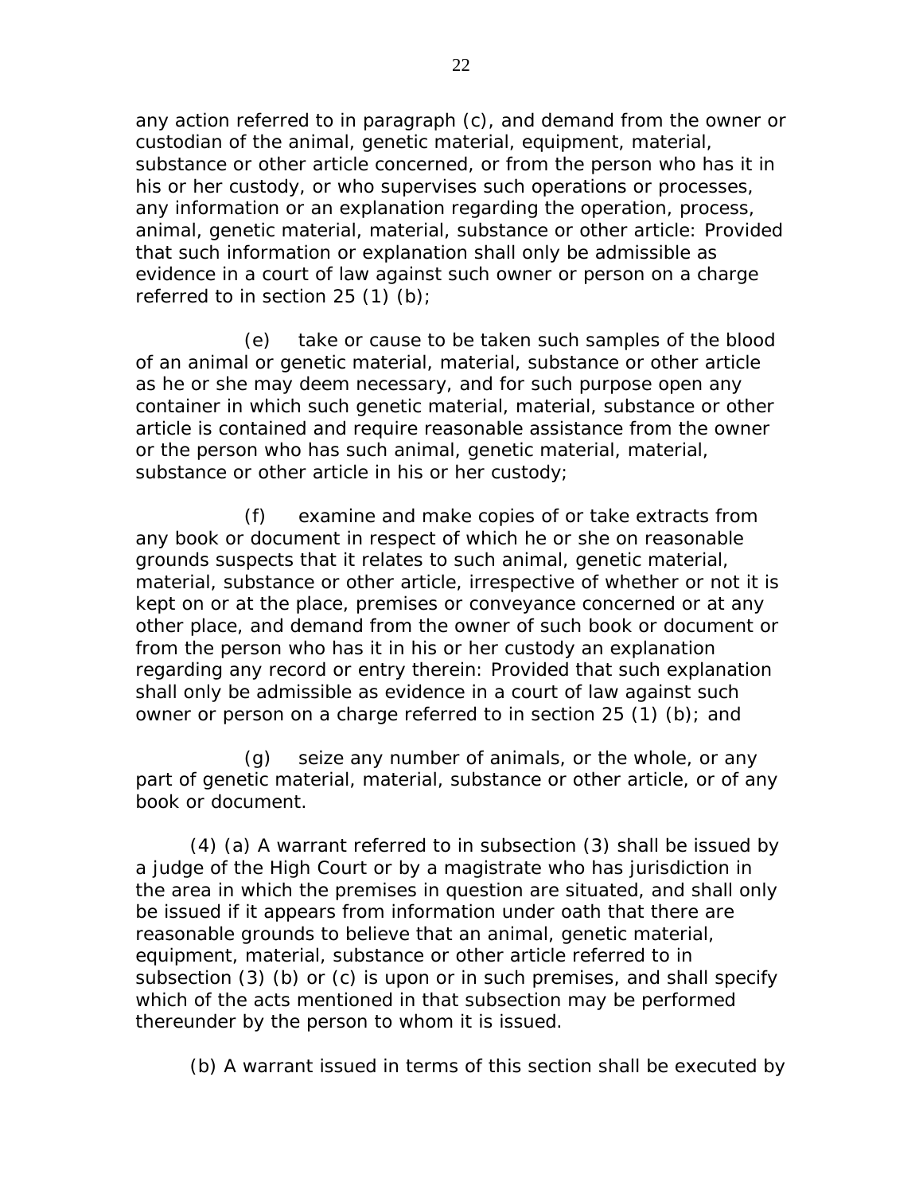any action referred to in paragraph (c), and demand from the owner or custodian of the animal, genetic material, equipment, material, substance or other article concerned, or from the person who has it in his or her custody, or who supervises such operations or processes, any information or an explanation regarding the operation, process, animal, genetic material, material, substance or other article: Provided that such information or explanation shall only be admissible as evidence in a court of law against such owner or person on a charge referred to in section 25 (1) (b);

(e) take or cause to be taken such samples of the blood of an animal or genetic material, material, substance or other article as he or she may deem necessary, and for such purpose open any container in which such genetic material, material, substance or other article is contained and require reasonable assistance from the owner or the person who has such animal, genetic material, material, substance or other article in his or her custody;

(f) examine and make copies of or take extracts from any book or document in respect of which he or she on reasonable grounds suspects that it relates to such animal, genetic material, material, substance or other article, irrespective of whether or not it is kept on or at the place, premises or conveyance concerned or at any other place, and demand from the owner of such book or document or from the person who has it in his or her custody an explanation regarding any record or entry therein: Provided that such explanation shall only be admissible as evidence in a court of law against such owner or person on a charge referred to in section 25 (1) (b); and

(g) seize any number of animals, or the whole, or any part of genetic material, material, substance or other article, or of any book or document.

(4) (a) A warrant referred to in subsection (3) shall be issued by a judge of the High Court or by a magistrate who has jurisdiction in the area in which the premises in question are situated, and shall only be issued if it appears from information under oath that there are reasonable grounds to believe that an animal, genetic material, equipment, material, substance or other article referred to in subsection (3) (b) or (c) is upon or in such premises, and shall specify which of the acts mentioned in that subsection may be performed thereunder by the person to whom it is issued.

(b) A warrant issued in terms of this section shall be executed by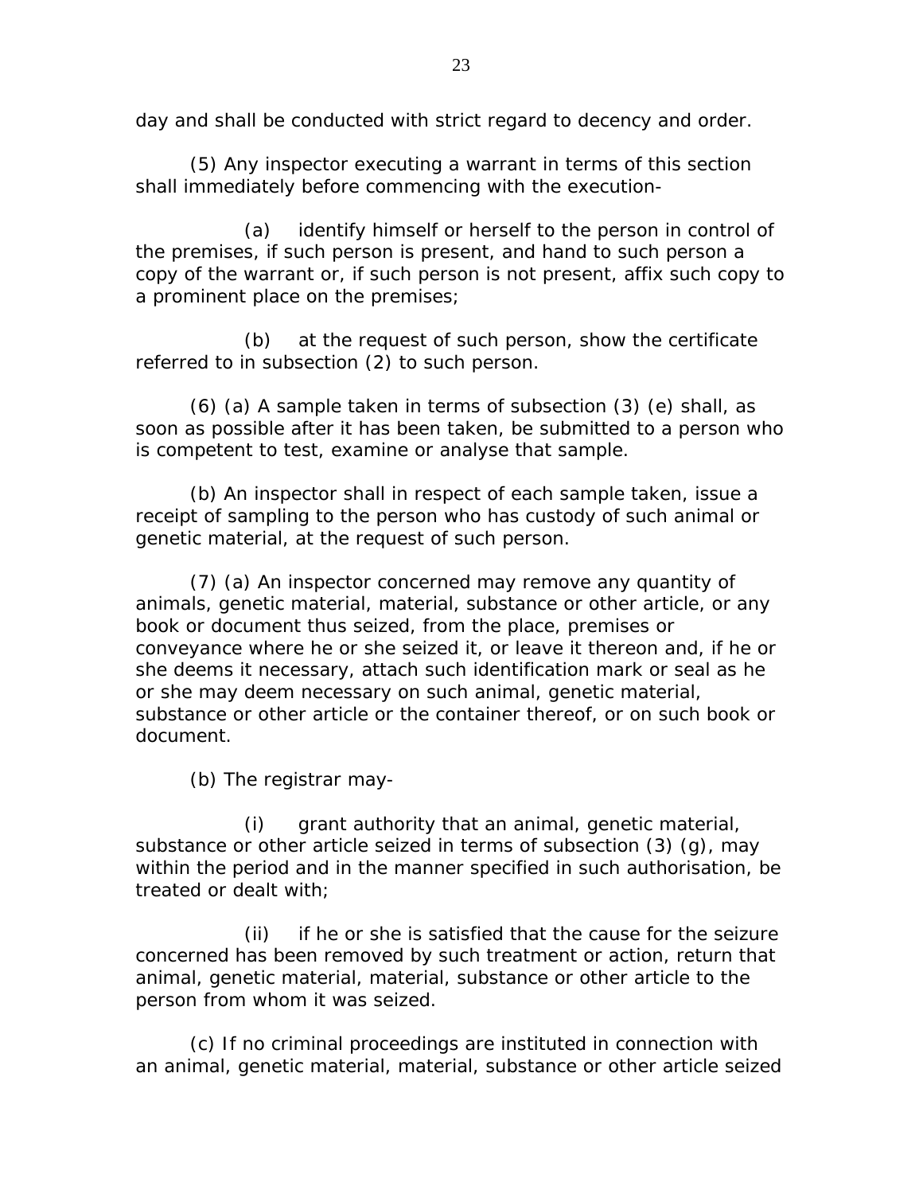day and shall be conducted with strict regard to decency and order.

(5) Any inspector executing a warrant in terms of this section shall immediately before commencing with the execution-

(a) identify himself or herself to the person in control of the premises, if such person is present, and hand to such person a copy of the warrant or, if such person is not present, affix such copy to a prominent place on the premises;

(b) at the request of such person, show the certificate referred to in subsection (2) to such person.

(6) (a) A sample taken in terms of subsection (3) (e) shall, as soon as possible after it has been taken, be submitted to a person who is competent to test, examine or analyse that sample.

(b) An inspector shall in respect of each sample taken, issue a receipt of sampling to the person who has custody of such animal or genetic material, at the request of such person.

(7) (a) An inspector concerned may remove any quantity of animals, genetic material, material, substance or other article, or any book or document thus seized, from the place, premises or conveyance where he or she seized it, or leave it thereon and, if he or she deems it necessary, attach such identification mark or seal as he or she may deem necessary on such animal, genetic material, substance or other article or the container thereof, or on such book or document.

(b) The registrar may-

(i) grant authority that an animal, genetic material, substance or other article seized in terms of subsection (3) (g), may within the period and in the manner specified in such authorisation, be treated or dealt with;

(ii) if he or she is satisfied that the cause for the seizure concerned has been removed by such treatment or action, return that animal, genetic material, material, substance or other article to the person from whom it was seized.

(c) If no criminal proceedings are instituted in connection with an animal, genetic material, material, substance or other article seized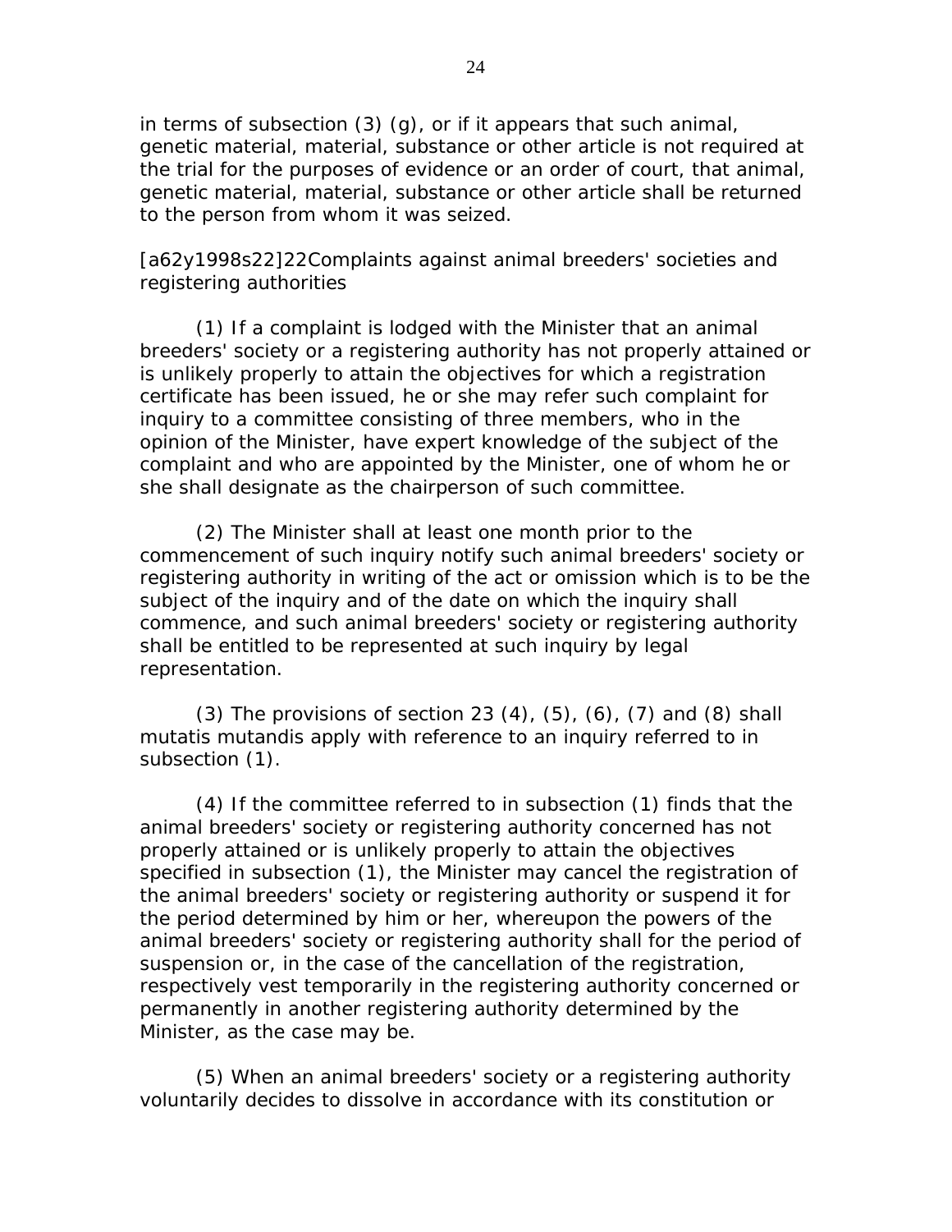in terms of subsection (3) (g), or if it appears that such animal, genetic material, material, substance or other article is not required at the trial for the purposes of evidence or an order of court, that animal, genetic material, material, substance or other article shall be returned to the person from whom it was seized.

[a62y1998s22]22Complaints against animal breeders' societies and registering authorities

(1) If a complaint is lodged with the Minister that an animal breeders' society or a registering authority has not properly attained or is unlikely properly to attain the objectives for which a registration certificate has been issued, he or she may refer such complaint for inquiry to a committee consisting of three members, who in the opinion of the Minister, have expert knowledge of the subject of the complaint and who are appointed by the Minister, one of whom he or she shall designate as the chairperson of such committee.

(2) The Minister shall at least one month prior to the commencement of such inquiry notify such animal breeders' society or registering authority in writing of the act or omission which is to be the subject of the inquiry and of the date on which the inquiry shall commence, and such animal breeders' society or registering authority shall be entitled to be represented at such inquiry by legal representation.

(3) The provisions of section 23 (4), (5), (6), (7) and (8) shall mutatis mutandis apply with reference to an inquiry referred to in subsection (1).

(4) If the committee referred to in subsection (1) finds that the animal breeders' society or registering authority concerned has not properly attained or is unlikely properly to attain the objectives specified in subsection (1), the Minister may cancel the registration of the animal breeders' society or registering authority or suspend it for the period determined by him or her, whereupon the powers of the animal breeders' society or registering authority shall for the period of suspension or, in the case of the cancellation of the registration, respectively vest temporarily in the registering authority concerned or permanently in another registering authority determined by the Minister, as the case may be.

(5) When an animal breeders' society or a registering authority voluntarily decides to dissolve in accordance with its constitution or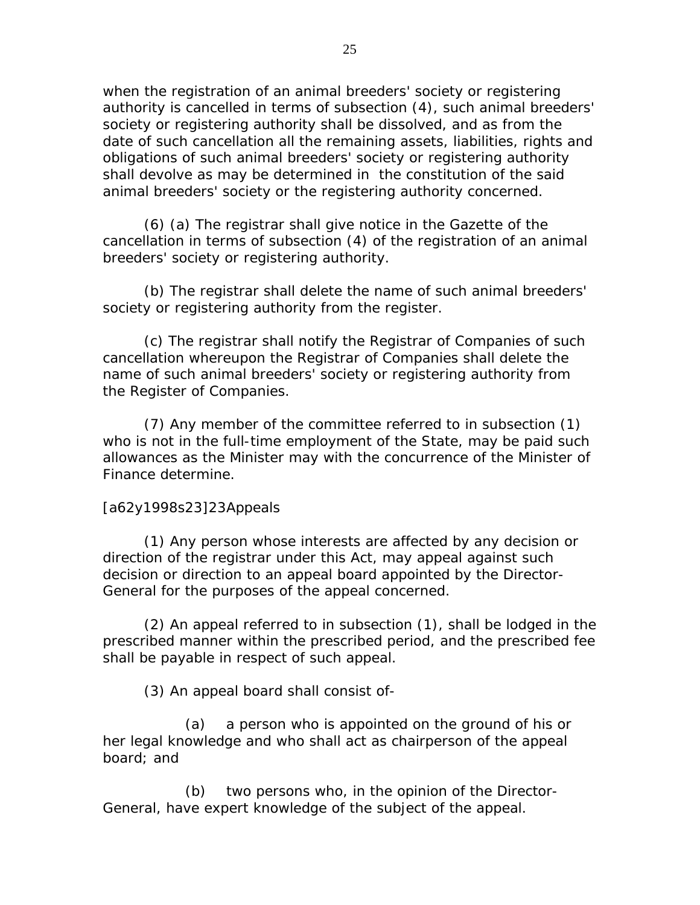when the registration of an animal breeders' society or registering authority is cancelled in terms of subsection (4), such animal breeders' society or registering authority shall be dissolved, and as from the date of such cancellation all the remaining assets, liabilities, rights and obligations of such animal breeders' society or registering authority shall devolve as may be determined in the constitution of the said animal breeders' society or the registering authority concerned.

(6) (a) The registrar shall give notice in the Gazette of the cancellation in terms of subsection (4) of the registration of an animal breeders' society or registering authority.

(b) The registrar shall delete the name of such animal breeders' society or registering authority from the register.

(c) The registrar shall notify the Registrar of Companies of such cancellation whereupon the Registrar of Companies shall delete the name of such animal breeders' society or registering authority from the Register of Companies.

(7) Any member of the committee referred to in subsection (1) who is not in the full-time employment of the State, may be paid such allowances as the Minister may with the concurrence of the Minister of Finance determine.

[a62y1998s23]23Appeals

(1) Any person whose interests are affected by any decision or direction of the registrar under this Act, may appeal against such decision or direction to an appeal board appointed by the Director-General for the purposes of the appeal concerned.

(2) An appeal referred to in subsection (1), shall be lodged in the prescribed manner within the prescribed period, and the prescribed fee shall be payable in respect of such appeal.

(3) An appeal board shall consist of-

(a) a person who is appointed on the ground of his or her legal knowledge and who shall act as chairperson of the appeal board; and

(b) two persons who, in the opinion of the Director-General, have expert knowledge of the subject of the appeal.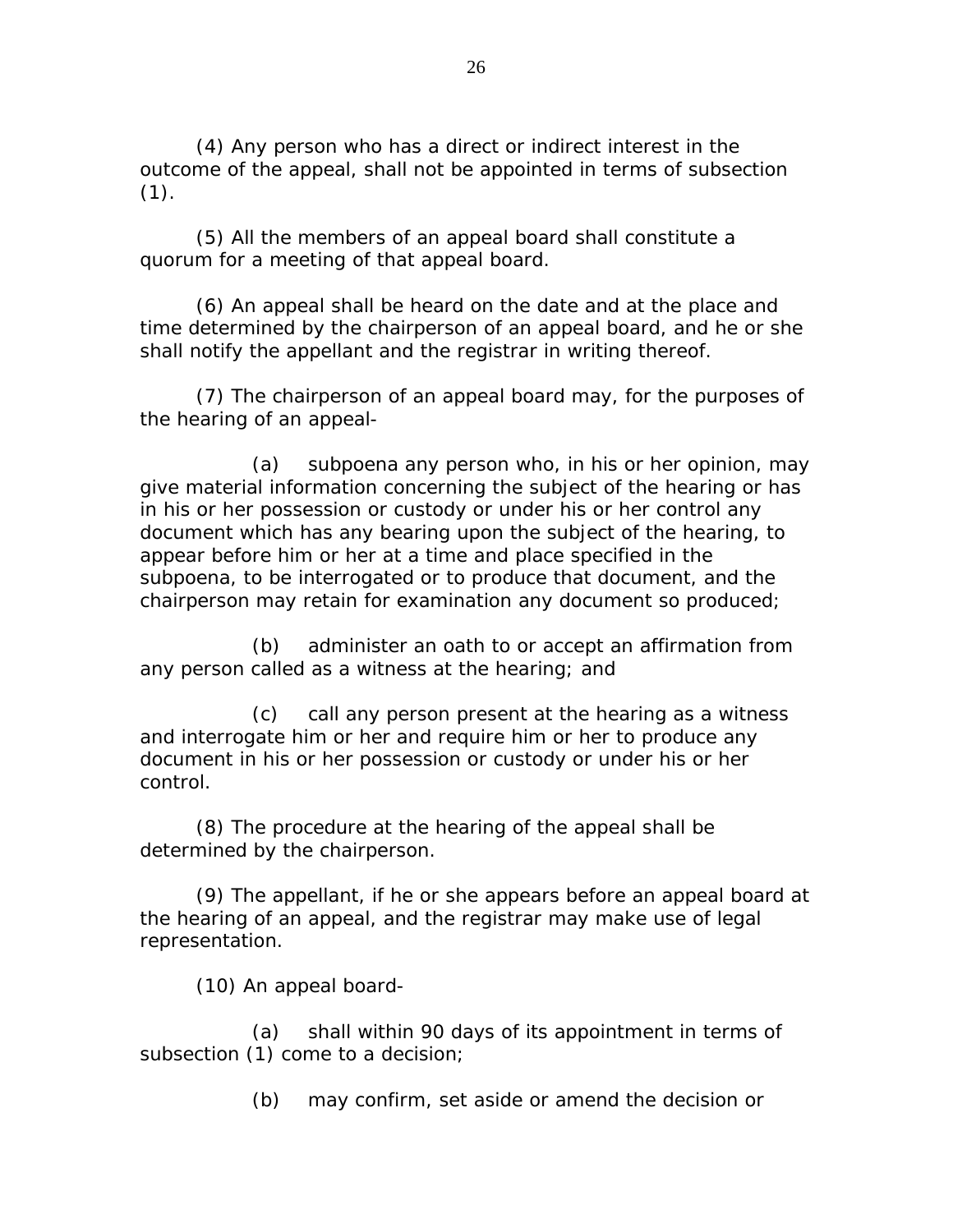(4) Any person who has a direct or indirect interest in the outcome of the appeal, shall not be appointed in terms of subsection (1).

(5) All the members of an appeal board shall constitute a quorum for a meeting of that appeal board.

(6) An appeal shall be heard on the date and at the place and time determined by the chairperson of an appeal board, and he or she shall notify the appellant and the registrar in writing thereof.

(7) The chairperson of an appeal board may, for the purposes of the hearing of an appeal-

(a) subpoena any person who, in his or her opinion, may give material information concerning the subject of the hearing or has in his or her possession or custody or under his or her control any document which has any bearing upon the subject of the hearing, to appear before him or her at a time and place specified in the subpoena, to be interrogated or to produce that document, and the chairperson may retain for examination any document so produced;

(b) administer an oath to or accept an affirmation from any person called as a witness at the hearing; and

(c) call any person present at the hearing as a witness and interrogate him or her and require him or her to produce any document in his or her possession or custody or under his or her control.

(8) The procedure at the hearing of the appeal shall be determined by the chairperson.

(9) The appellant, if he or she appears before an appeal board at the hearing of an appeal, and the registrar may make use of legal representation.

(10) An appeal board-

(a) shall within 90 days of its appointment in terms of subsection (1) come to a decision;

(b) may confirm, set aside or amend the decision or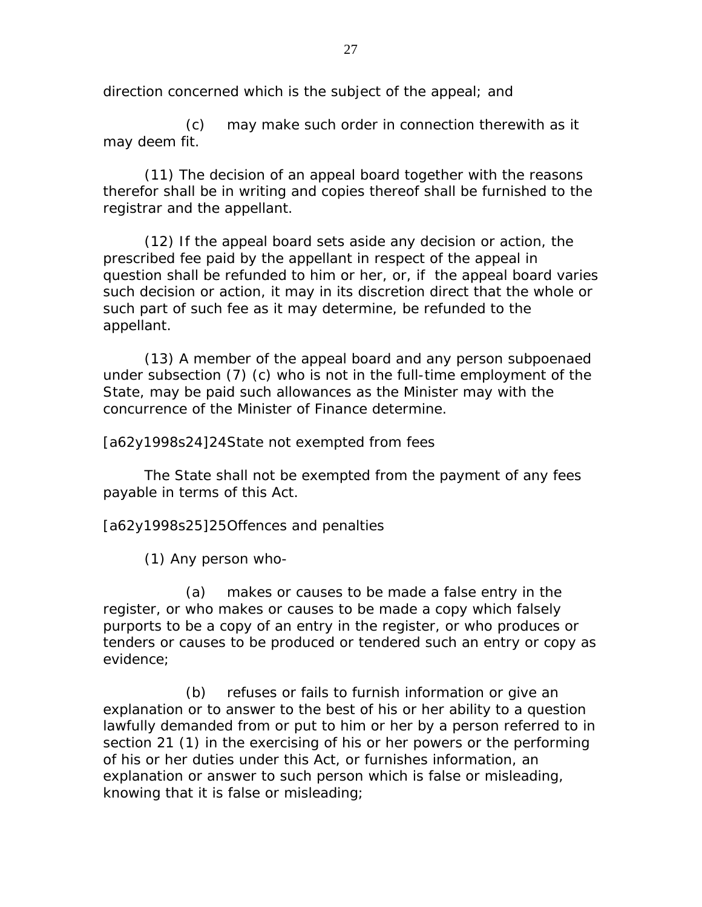direction concerned which is the subject of the appeal; and

(c) may make such order in connection therewith as it may deem fit.

(11) The decision of an appeal board together with the reasons therefor shall be in writing and copies thereof shall be furnished to the registrar and the appellant.

(12) If the appeal board sets aside any decision or action, the prescribed fee paid by the appellant in respect of the appeal in question shall be refunded to him or her, or, if the appeal board varies such decision or action, it may in its discretion direct that the whole or such part of such fee as it may determine, be refunded to the appellant.

(13) A member of the appeal board and any person subpoenaed under subsection (7) (c) who is not in the full-time employment of the State, may be paid such allowances as the Minister may with the concurrence of the Minister of Finance determine.

[a62y1998s24]24State not exempted from fees

The State shall not be exempted from the payment of any fees payable in terms of this Act.

[a62y1998s25]25Offences and penalties

(1) Any person who-

(a) makes or causes to be made a false entry in the register, or who makes or causes to be made a copy which falsely purports to be a copy of an entry in the register, or who produces or tenders or causes to be produced or tendered such an entry or copy as evidence;

(b) refuses or fails to furnish information or give an explanation or to answer to the best of his or her ability to a question lawfully demanded from or put to him or her by a person referred to in section 21 (1) in the exercising of his or her powers or the performing of his or her duties under this Act, or furnishes information, an explanation or answer to such person which is false or misleading, knowing that it is false or misleading;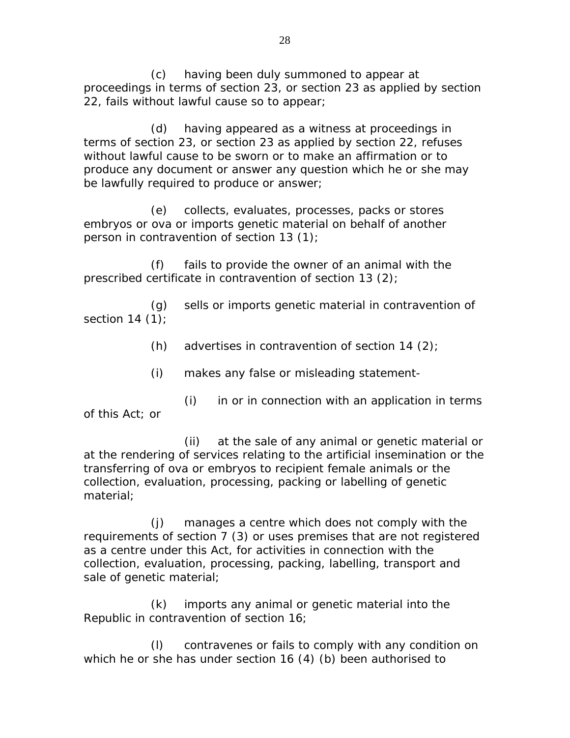(c) having been duly summoned to appear at proceedings in terms of section 23, or section 23 as applied by section 22, fails without lawful cause so to appear;

(d) having appeared as a witness at proceedings in terms of section 23, or section 23 as applied by section 22, refuses without lawful cause to be sworn or to make an affirmation or to produce any document or answer any question which he or she may be lawfully required to produce or answer;

(e) collects, evaluates, processes, packs or stores embryos or ova or imports genetic material on behalf of another person in contravention of section 13 (1);

(f) fails to provide the owner of an animal with the prescribed certificate in contravention of section 13 (2);

(g) sells or imports genetic material in contravention of section 14 (1);

(h) advertises in contravention of section 14 (2);

(i) makes any false or misleading statement-

(i) in or in connection with an application in terms of this Act; or

(ii) at the sale of any animal or genetic material or at the rendering of services relating to the artificial insemination or the transferring of ova or embryos to recipient female animals or the collection, evaluation, processing, packing or labelling of genetic material;

(j) manages a centre which does not comply with the requirements of section 7 (3) or uses premises that are not registered as a centre under this Act, for activities in connection with the collection, evaluation, processing, packing, labelling, transport and sale of genetic material;

(k) imports any animal or genetic material into the Republic in contravention of section 16;

(l) contravenes or fails to comply with any condition on which he or she has under section 16 (4) (b) been authorised to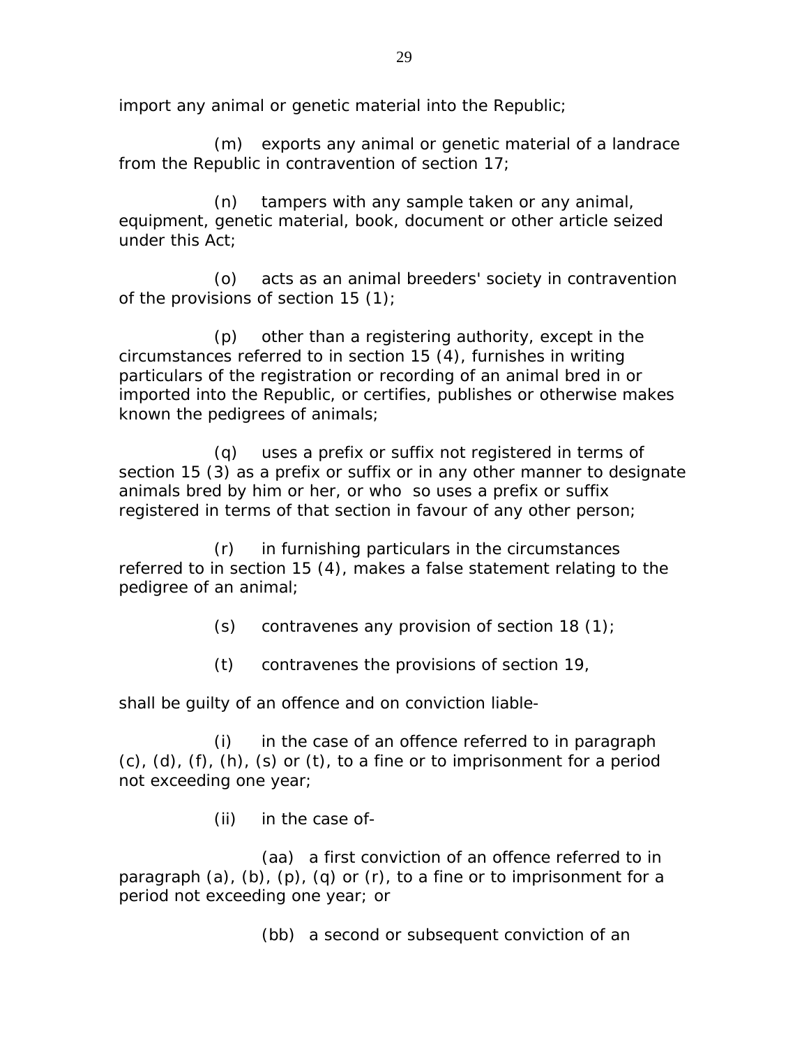import any animal or genetic material into the Republic;

(m) exports any animal or genetic material of a landrace from the Republic in contravention of section 17;

(n) tampers with any sample taken or any animal, equipment, genetic material, book, document or other article seized under this Act;

(o) acts as an animal breeders' society in contravention of the provisions of section 15 (1);

(p) other than a registering authority, except in the circumstances referred to in section 15 (4), furnishes in writing particulars of the registration or recording of an animal bred in or imported into the Republic, or certifies, publishes or otherwise makes known the pedigrees of animals;

(q) uses a prefix or suffix not registered in terms of section 15 (3) as a prefix or suffix or in any other manner to designate animals bred by him or her, or who so uses a prefix or suffix registered in terms of that section in favour of any other person;

(r) in furnishing particulars in the circumstances referred to in section 15 (4), makes a false statement relating to the pedigree of an animal;

(s) contravenes any provision of section 18 (1);

(t) contravenes the provisions of section 19,

shall be guilty of an offence and on conviction liable-

(i) in the case of an offence referred to in paragraph (c), (d), (f), (h), (s) or (t), to a fine or to imprisonment for a period not exceeding one year;

(ii) in the case of-

(aa) a first conviction of an offence referred to in paragraph (a), (b), (p), (q) or (r), to a fine or to imprisonment for a period not exceeding one year; or

(bb) a second or subsequent conviction of an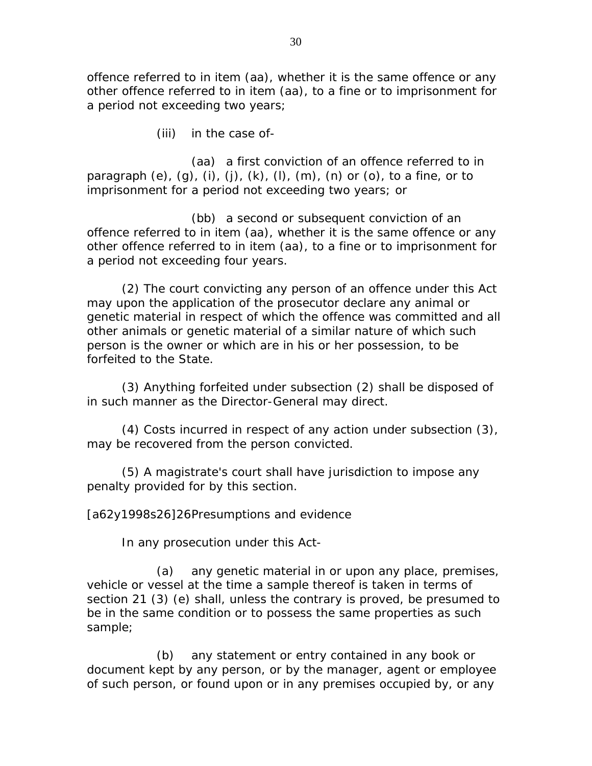offence referred to in item (aa), whether it is the same offence or any other offence referred to in item (aa), to a fine or to imprisonment for a period not exceeding two years;

(iii) in the case of-

(aa) a first conviction of an offence referred to in paragraph (e), (g), (i), (j), (k), (l), (m), (n) or (o), to a fine, or to imprisonment for a period not exceeding two years; or

(bb) a second or subsequent conviction of an offence referred to in item (aa), whether it is the same offence or any other offence referred to in item (aa), to a fine or to imprisonment for a period not exceeding four years.

(2) The court convicting any person of an offence under this Act may upon the application of the prosecutor declare any animal or genetic material in respect of which the offence was committed and all other animals or genetic material of a similar nature of which such person is the owner or which are in his or her possession, to be forfeited to the State.

(3) Anything forfeited under subsection (2) shall be disposed of in such manner as the Director-General may direct.

(4) Costs incurred in respect of any action under subsection (3), may be recovered from the person convicted.

(5) A magistrate's court shall have jurisdiction to impose any penalty provided for by this section.

[a62y1998s26]26Presumptions and evidence

In any prosecution under this Act-

(a) any genetic material in or upon any place, premises, vehicle or vessel at the time a sample thereof is taken in terms of section 21 (3) (e) shall, unless the contrary is proved, be presumed to be in the same condition or to possess the same properties as such sample;

(b) any statement or entry contained in any book or document kept by any person, or by the manager, agent or employee of such person, or found upon or in any premises occupied by, or any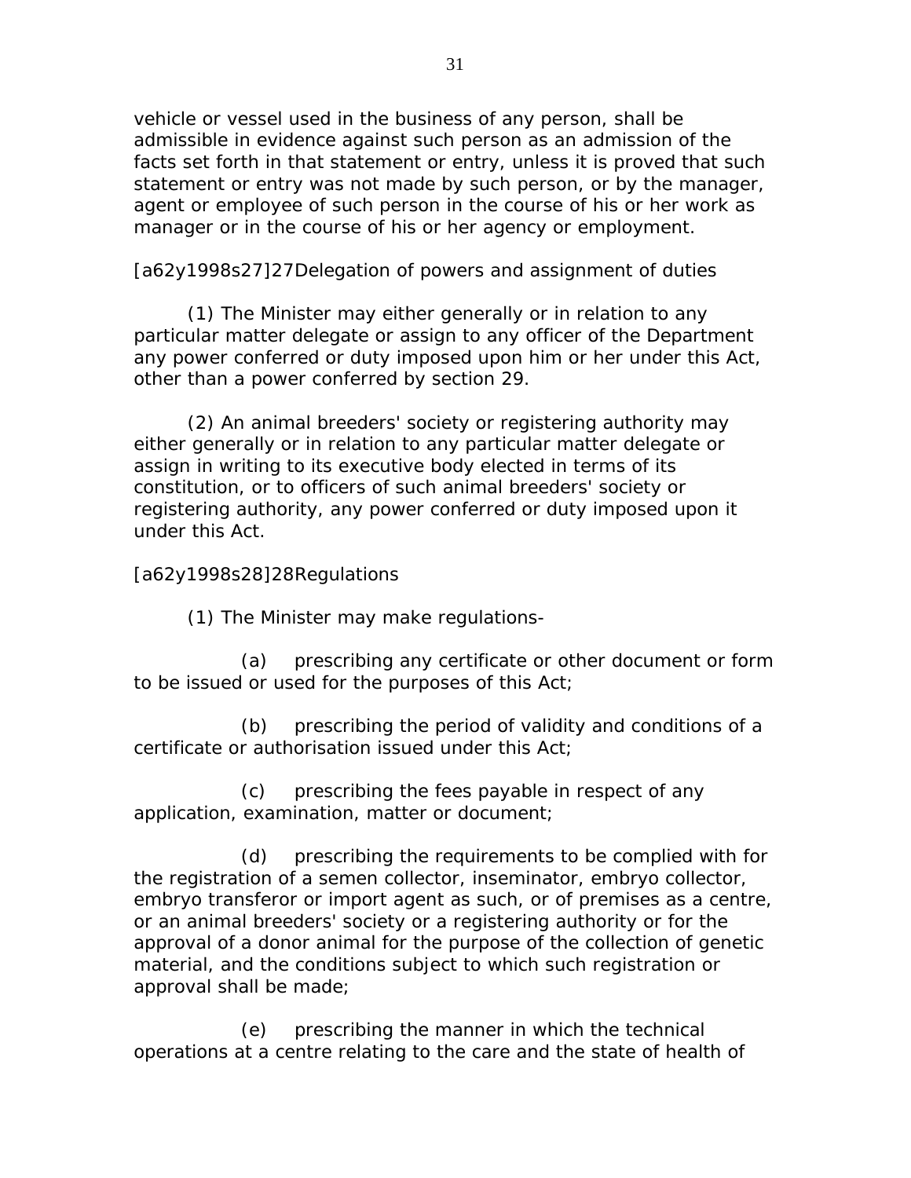vehicle or vessel used in the business of any person, shall be admissible in evidence against such person as an admission of the facts set forth in that statement or entry, unless it is proved that such statement or entry was not made by such person, or by the manager, agent or employee of such person in the course of his or her work as manager or in the course of his or her agency or employment.

[a62y1998s27]27Delegation of powers and assignment of duties

(1) The Minister may either generally or in relation to any particular matter delegate or assign to any officer of the Department any power conferred or duty imposed upon him or her under this Act, other than a power conferred by section 29.

(2) An animal breeders' society or registering authority may either generally or in relation to any particular matter delegate or assign in writing to its executive body elected in terms of its constitution, or to officers of such animal breeders' society or registering authority, any power conferred or duty imposed upon it under this Act.

[a62y1998s28]28Regulations

(1) The Minister may make regulations-

(a) prescribing any certificate or other document or form to be issued or used for the purposes of this Act;

(b) prescribing the period of validity and conditions of a certificate or authorisation issued under this Act;

(c) prescribing the fees payable in respect of any application, examination, matter or document;

(d) prescribing the requirements to be complied with for the registration of a semen collector, inseminator, embryo collector, embryo transferor or import agent as such, or of premises as a centre, or an animal breeders' society or a registering authority or for the approval of a donor animal for the purpose of the collection of genetic material, and the conditions subject to which such registration or approval shall be made;

(e) prescribing the manner in which the technical operations at a centre relating to the care and the state of health of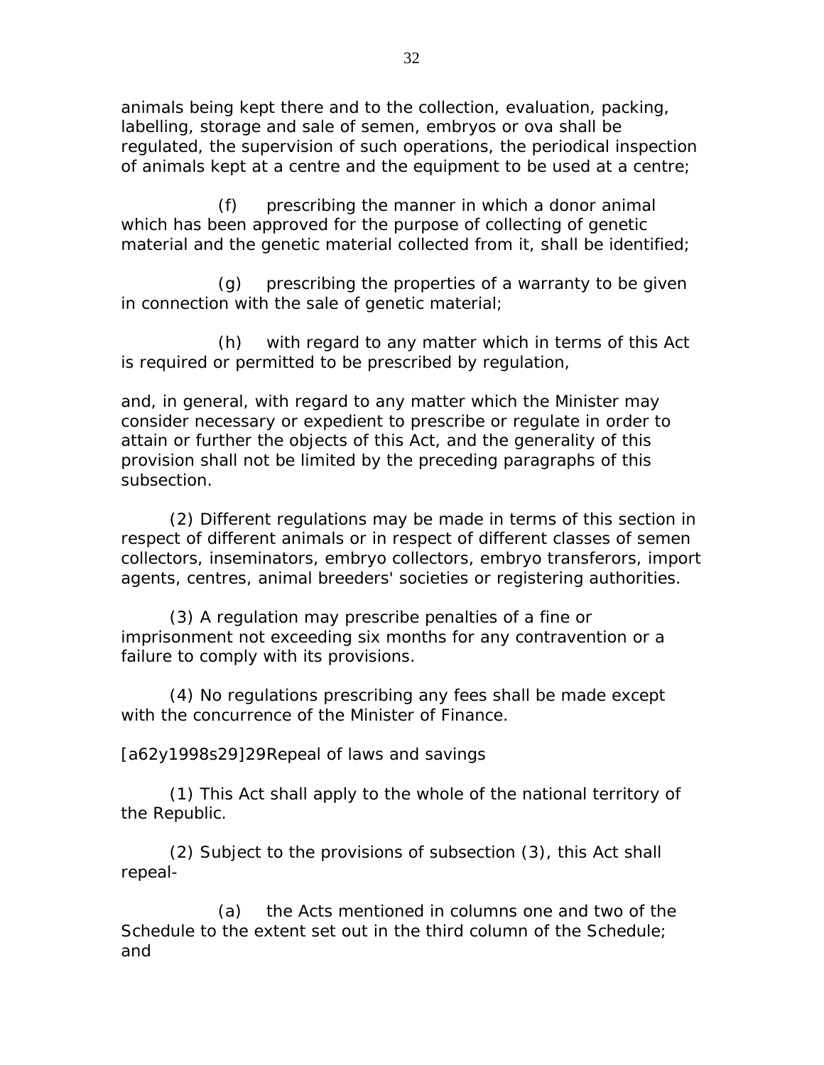animals being kept there and to the collection, evaluation, packing, labelling, storage and sale of semen, embryos or ova shall be regulated, the supervision of such operations, the periodical inspection of animals kept at a centre and the equipment to be used at a centre;

(f) prescribing the manner in which a donor animal which has been approved for the purpose of collecting of genetic material and the genetic material collected from it, shall be identified;

(g) prescribing the properties of a warranty to be given in connection with the sale of genetic material;

(h) with regard to any matter which in terms of this Act is required or permitted to be prescribed by regulation,

and, in general, with regard to any matter which the Minister may consider necessary or expedient to prescribe or regulate in order to attain or further the objects of this Act, and the generality of this provision shall not be limited by the preceding paragraphs of this subsection.

(2) Different regulations may be made in terms of this section in respect of different animals or in respect of different classes of semen collectors, inseminators, embryo collectors, embryo transferors, import agents, centres, animal breeders' societies or registering authorities.

(3) A regulation may prescribe penalties of a fine or imprisonment not exceeding six months for any contravention or a failure to comply with its provisions.

(4) No regulations prescribing any fees shall be made except with the concurrence of the Minister of Finance.

[a62y1998s29]29Repeal of laws and savings

(1) This Act shall apply to the whole of the national territory of the Republic.

(2) Subject to the provisions of subsection (3), this Act shall repeal-

(a) the Acts mentioned in columns one and two of the Schedule to the extent set out in the third column of the Schedule; and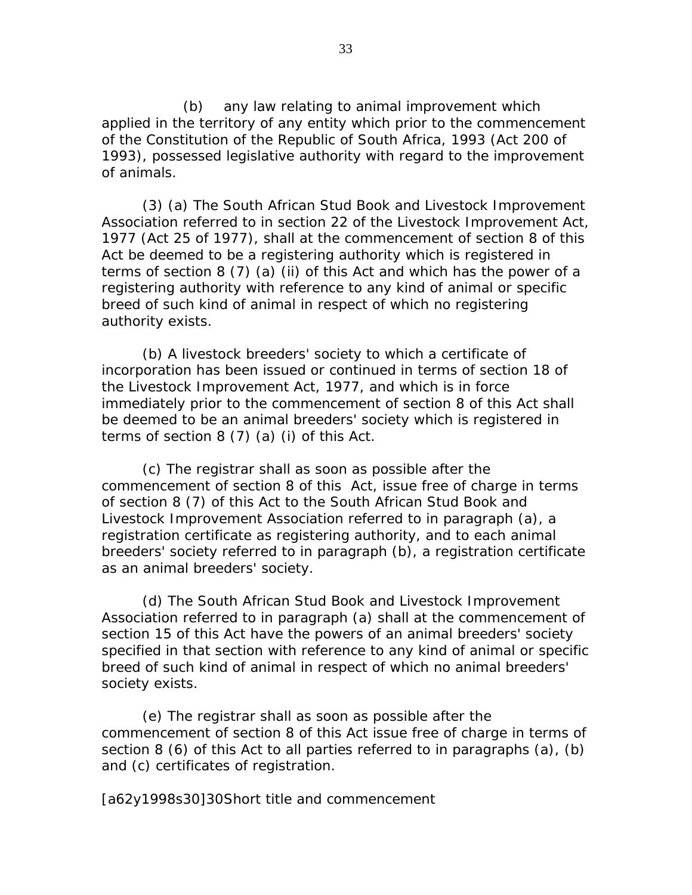(b) any law relating to animal improvement which applied in the territory of any entity which prior to the commencement of the Constitution of the Republic of South Africa, 1993 (Act 200 of 1993), possessed legislative authority with regard to the improvement of animals.

(3) (a) The South African Stud Book and Livestock Improvement Association referred to in section 22 of the Livestock Improvement Act, 1977 (Act 25 of 1977), shall at the commencement of section 8 of this Act be deemed to be a registering authority which is registered in terms of section 8 (7) (a) (ii) of this Act and which has the power of a registering authority with reference to any kind of animal or specific breed of such kind of animal in respect of which no registering authority exists.

(b) A livestock breeders' society to which a certificate of incorporation has been issued or continued in terms of section 18 of the Livestock Improvement Act, 1977, and which is in force immediately prior to the commencement of section 8 of this Act shall be deemed to be an animal breeders' society which is registered in terms of section 8 (7) (a) (i) of this Act.

(c) The registrar shall as soon as possible after the commencement of section 8 of this Act, issue free of charge in terms of section 8 (7) of this Act to the South African Stud Book and Livestock Improvement Association referred to in paragraph (a), a registration certificate as registering authority, and to each animal breeders' society referred to in paragraph (b), a registration certificate as an animal breeders' society.

(d) The South African Stud Book and Livestock Improvement Association referred to in paragraph (a) shall at the commencement of section 15 of this Act have the powers of an animal breeders' society specified in that section with reference to any kind of animal or specific breed of such kind of animal in respect of which no animal breeders' society exists.

(e) The registrar shall as soon as possible after the commencement of section 8 of this Act issue free of charge in terms of section 8 (6) of this Act to all parties referred to in paragraphs (a), (b) and (c) certificates of registration.

[a62y1998s30]30Short title and commencement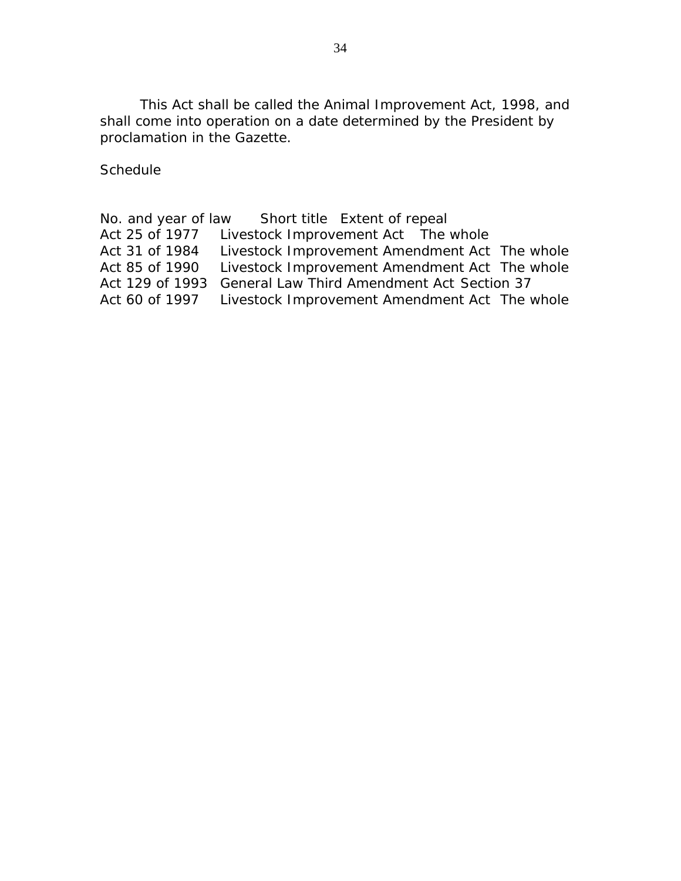This Act shall be called the Animal Improvement Act, 1998, and shall come into operation on a date determined by the President by proclamation in the Gazette.

Schedule

| No. and year of law | Short title | Extent of repeal |
|---|---|---|
| Act 25 of 1977 | Livestock Improvement Act | The whole |
| Act 31 of 1984 | Livestock Improvement Amendment Act | The whole |
| Act 85 of 1990 | Livestock Improvement Amendment Act | The whole |
| Act 129 of 1993 | General Law Third Amendment Act | Section 37 |
| Act 60 of 1997 | Livestock Improvement Amendment Act | The whole |